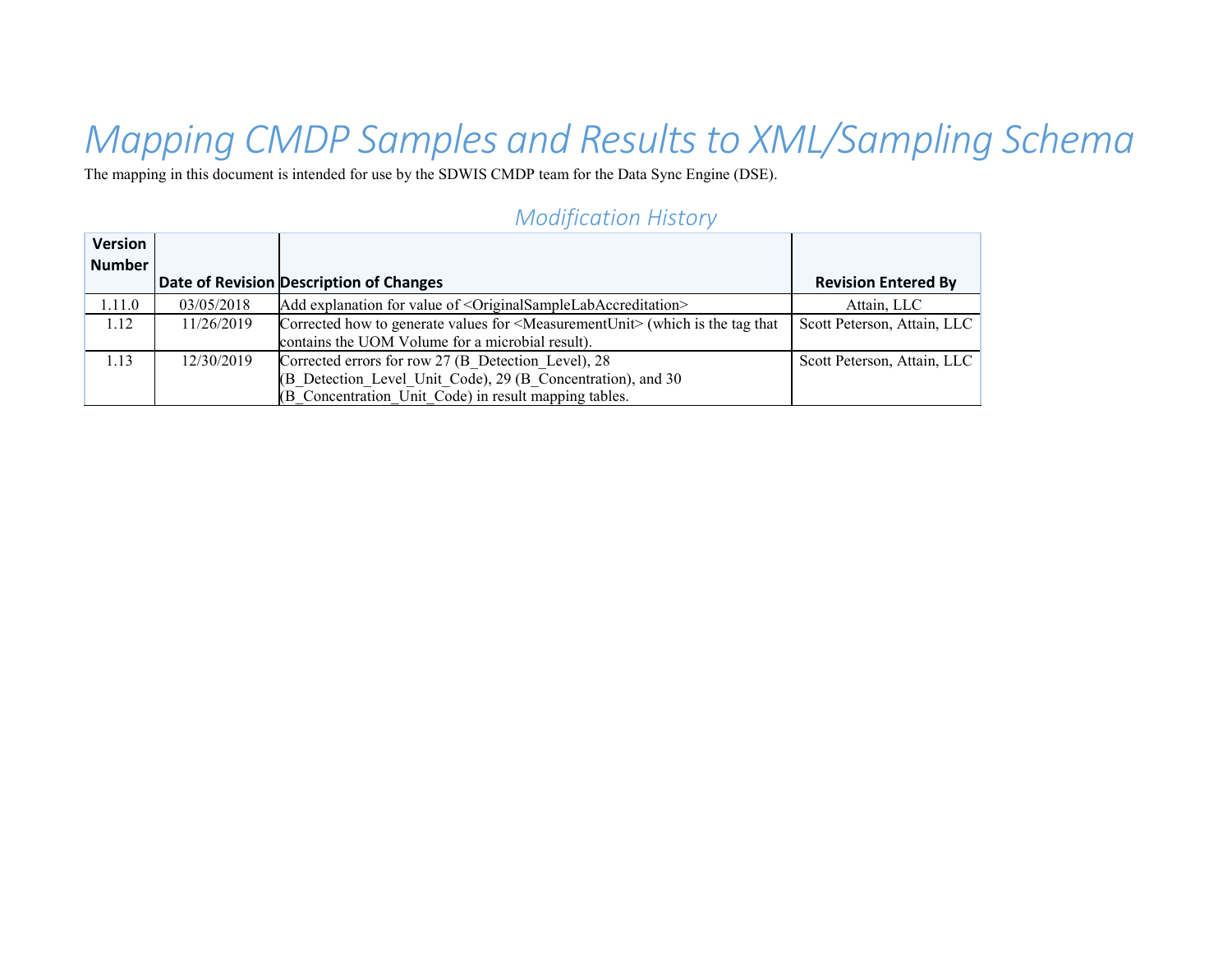# Mapping CMDP Samples and Results to XML/Sampling Schema

The mapping in this document is intended for use by the SDWIS CMDP team for the Data Sync Engine (DSE).

## Modification History

| Version Number | Date of Revision | Description of Changes | Revision Entered By |
|---|---|---|---|
| 1.11.0 | 03/05/2018 | Add explanation for value of <OriginalSampleLabAccreditation> | Attain, LLC |
| 1.12 | 11/26/2019 | Corrected how to generate values for <MeasurementUnit> (which is the tag that contains the UOM Volume for a microbial result). | Scott Peterson, Attain, LLC |
| 1.13 | 12/30/2019 | Corrected errors for row 27 (B_Detection_Level), 28 (B_Detection_Level_Unit_Code), 29 (B_Concentration), and 30 (B_Concentration_Unit_Code) in result mapping tables. | Scott Peterson, Attain, LLC |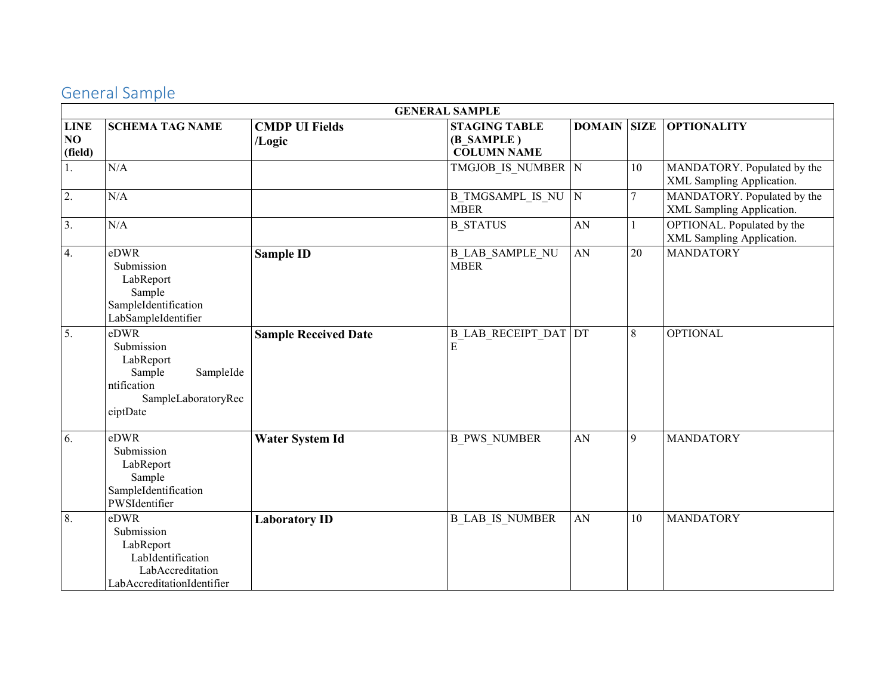## General Sample

| GENERAL SAMPLE | | | | | | |
|---|---|---|---|---|---|---|
| **LINE NO (field)** | **SCHEMA TAG NAME** | **CMDP UI Fields /Logic** | **STAGING TABLE (B_SAMPLE ) COLUMN NAME** | **DOMAIN** | **SIZE** | **OPTIONALITY** |
| 1. | N/A | | TMGJOB_IS_NUMBER | N | 10 | MANDATORY. Populated by the XML Sampling Application. |
| 2. | N/A | | B_TMGSAMPL_IS_NUMBER | N | 7 | MANDATORY. Populated by the XML Sampling Application. |
| 3. | N/A | | B_STATUS | AN | 1 | OPTIONAL. Populated by the XML Sampling Application. |
| 4. | eDWR Submission LabReport Sample SampleIdentification LabSampleIdentifier | **Sample ID** | B_LAB_SAMPLE_NUMBER | AN | 20 | MANDATORY |
| 5. | eDWR Submission LabReport Sample SampleIdentification SampleLaboratoryReceiptDate | **Sample Received Date** | B_LAB_RECEIPT_DATE | DT | 8 | OPTIONAL |
| 6. | eDWR Submission LabReport Sample SampleIdentification PWSIdentifier | **Water System Id** | B_PWS_NUMBER | AN | 9 | MANDATORY |
| 8. | eDWR Submission LabReport LabIdentification LabAccreditation LabAccreditationIdentifier | **Laboratory ID** | B_LAB_IS_NUMBER | AN | 10 | MANDATORY |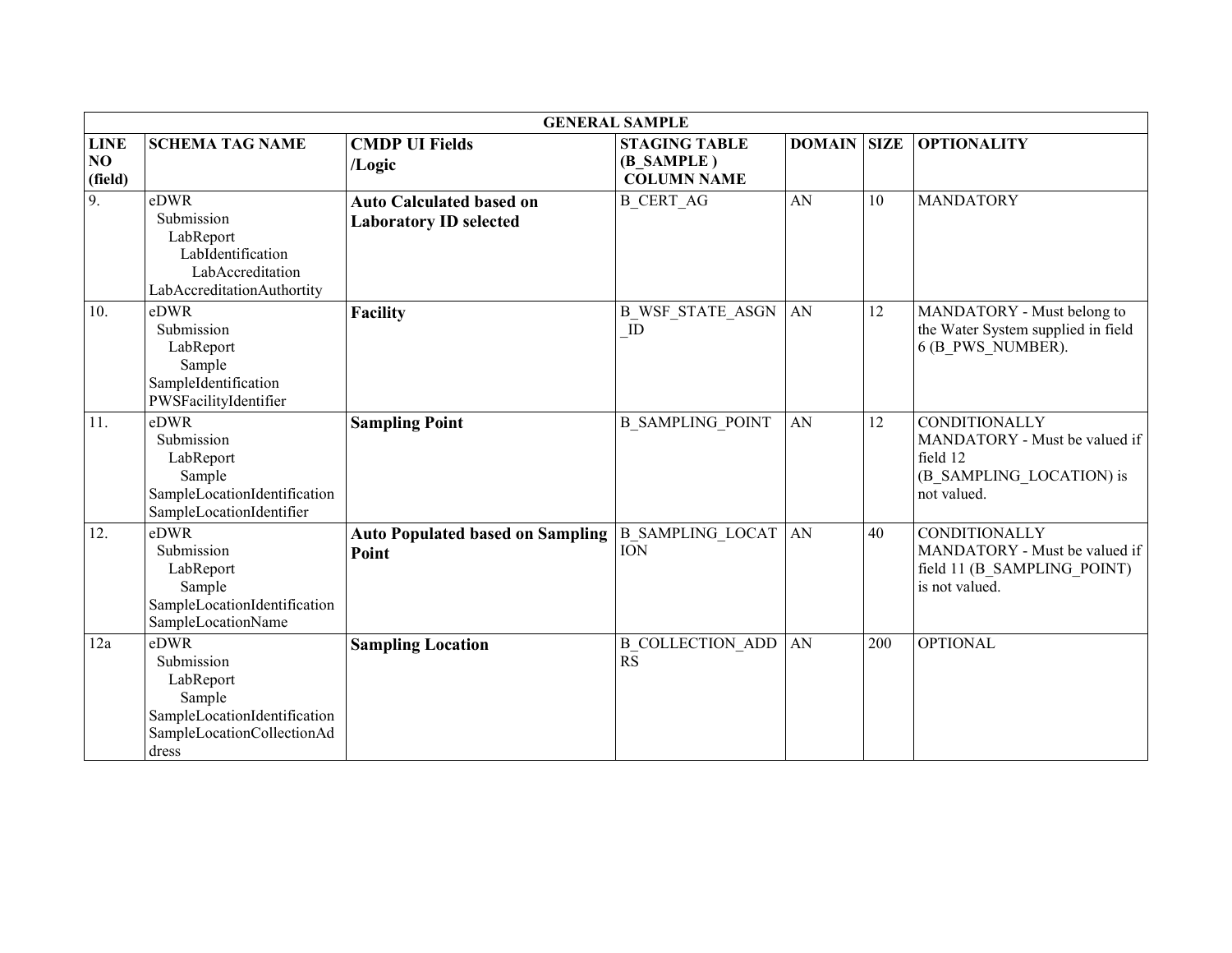| GENERAL SAMPLE | | | | | | |
|---|---|---|---|---|---|---|
| **LINE NO (field)** | **SCHEMA TAG NAME** | **CMDP UI Fields /Logic** | **STAGING TABLE (B_SAMPLE ) COLUMN NAME** | **DOMAIN** | **SIZE** | **OPTIONALITY** |
| 9. | eDWR Submission LabReport LabIdentification LabAccreditation LabAccreditationAuthortity | **Auto Calculated based on Laboratory ID selected** | B_CERT_AG | AN | 10 | MANDATORY |
| 10. | eDWR Submission LabReport Sample SampleIdentification PWSFacilityIdentifier | **Facility** | B_WSF_STATE_ASGN_ID | AN | 12 | MANDATORY - Must belong to the Water System supplied in field 6 (B_PWS_NUMBER). |
| 11. | eDWR Submission LabReport Sample SampleLocationIdentification SampleLocationIdentifier | **Sampling Point** | B_SAMPLING_POINT | AN | 12 | CONDITIONALLY MANDATORY - Must be valued if field 12 (B_SAMPLING_LOCATION) is not valued. |
| 12. | eDWR Submission LabReport Sample SampleLocationIdentification SampleLocationName | **Auto Populated based on Sampling Point** | B_SAMPLING_LOCATION | AN | 40 | CONDITIONALLY MANDATORY - Must be valued if field 11 (B_SAMPLING_POINT) is not valued. |
| 12a | eDWR Submission LabReport Sample SampleLocationIdentification SampleLocationCollectionAddress | **Sampling Location** | B_COLLECTION_ADDRS | AN | 200 | OPTIONAL |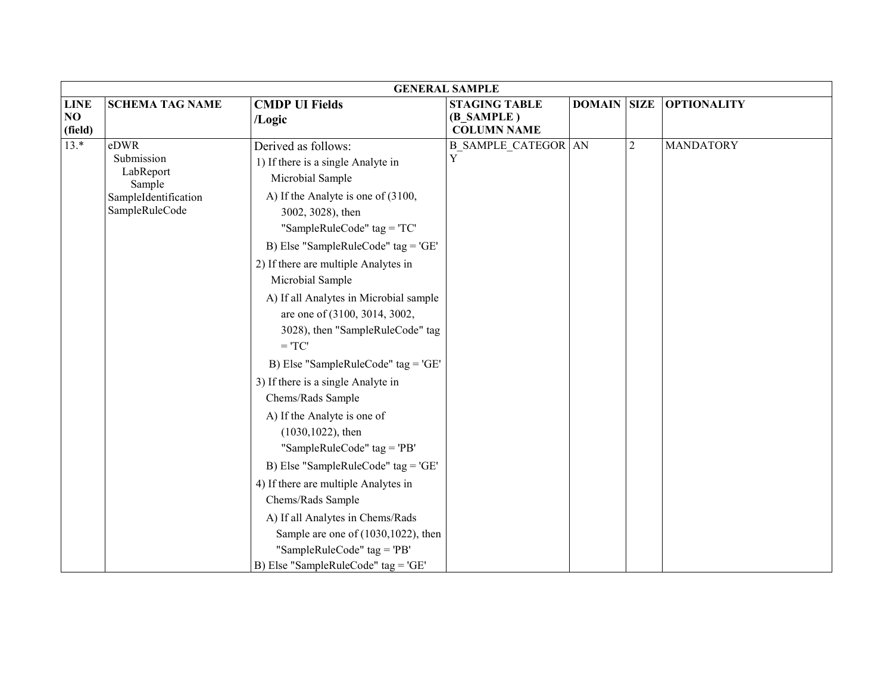| GENERAL SAMPLE | | | | | | |
|---|---|---|---|---|---|---|
| LINE NO (field) | SCHEMA TAG NAME | CMDP UI Fields /Logic | STAGING TABLE (B_SAMPLE ) COLUMN NAME | DOMAIN | SIZE | OPTIONALITY |
| 13.* | eDWR Submission LabReport Sample SampleIdentification SampleRuleCode | Derived as follows:<br>1) If there is a single Analyte in Microbial Sample<br>A) If the Analyte is one of (3100, 3002, 3028), then "SampleRuleCode" tag = 'TC'<br>B) Else "SampleRuleCode" tag = 'GE'<br>2) If there are multiple Analytes in Microbial Sample<br>A) If all Analytes in Microbial sample are one of (3100, 3014, 3002, 3028), then "SampleRuleCode" tag = 'TC'<br>B) Else "SampleRuleCode" tag = 'GE'<br>3) If there is a single Analyte in Chems/Rads Sample<br>A) If the Analyte is one of (1030,1022), then "SampleRuleCode" tag = 'PB'<br>B) Else "SampleRuleCode" tag = 'GE'<br>4) If there are multiple Analytes in Chems/Rads Sample<br>A) If all Analytes in Chems/Rads Sample are one of (1030,1022), then "SampleRuleCode" tag = 'PB'<br>B) Else "SampleRuleCode" tag = 'GE' | B_SAMPLE_CATEGORY | AN | 2 | MANDATORY |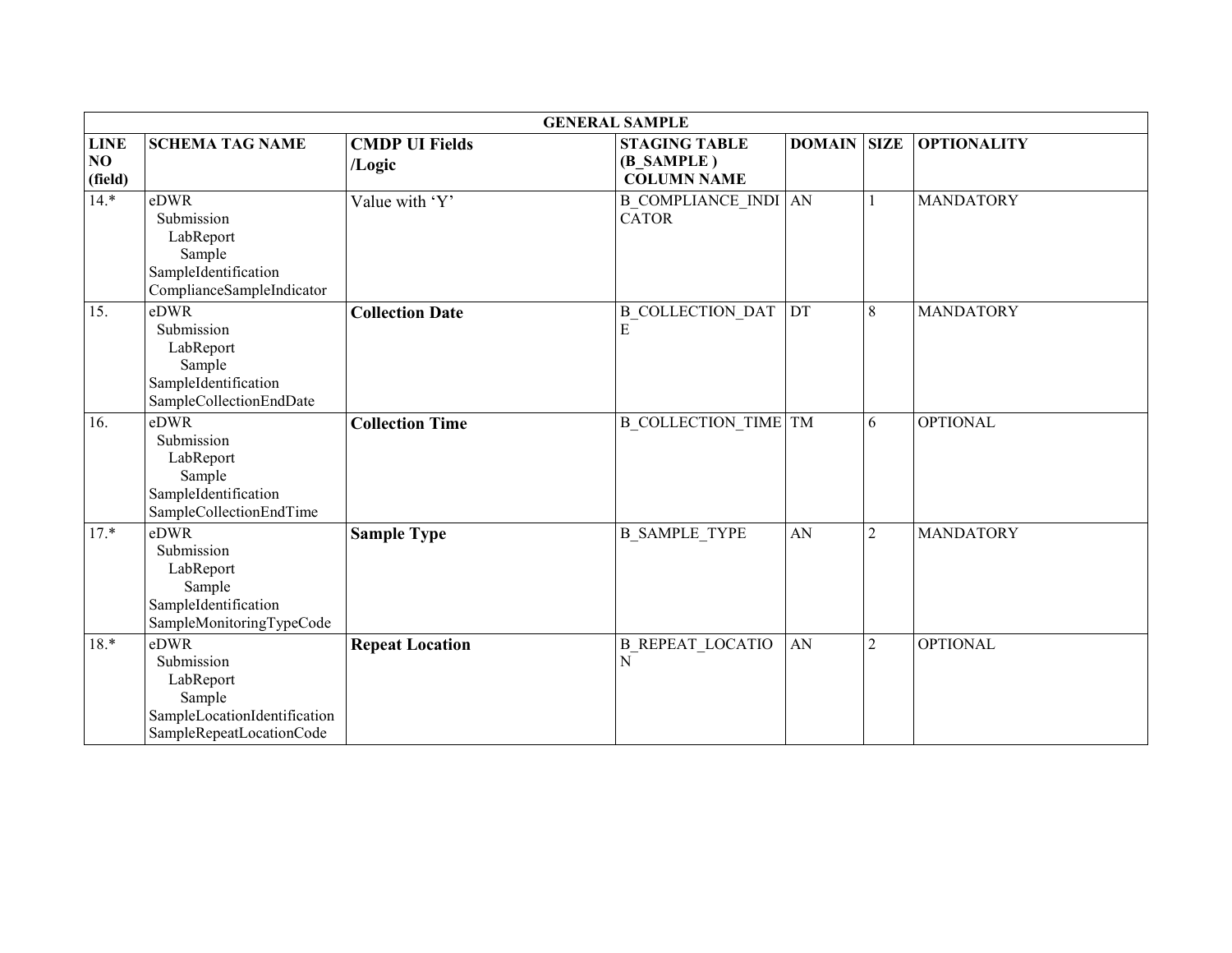| GENERAL SAMPLE | | | | | | |
|---|---|---|---|---|---|---|
| **LINE NO (field)** | **SCHEMA TAG NAME** | **CMDP UI Fields /Logic** | **STAGING TABLE (B_SAMPLE ) COLUMN NAME** | **DOMAIN** | **SIZE** | **OPTIONALITY** |
| 14.* | eDWR Submission LabReport Sample SampleIdentification ComplianceSampleIndicator | Value with 'Y' | B_COMPLIANCE_INDICATOR | AN | 1 | MANDATORY |
| 15. | eDWR Submission LabReport Sample SampleIdentification SampleCollectionEndDate | **Collection Date** | B_COLLECTION_DATE | DT | 8 | MANDATORY |
| 16. | eDWR Submission LabReport Sample SampleIdentification SampleCollectionEndTime | **Collection Time** | B_COLLECTION_TIME | TM | 6 | OPTIONAL |
| 17.* | eDWR Submission LabReport Sample SampleIdentification SampleMonitoringTypeCode | **Sample Type** | B_SAMPLE_TYPE | AN | 2 | MANDATORY |
| 18.* | eDWR Submission LabReport Sample SampleLocationIdentification SampleRepeatLocationCode | **Repeat Location** | B_REPEAT_LOCATION | AN | 2 | OPTIONAL |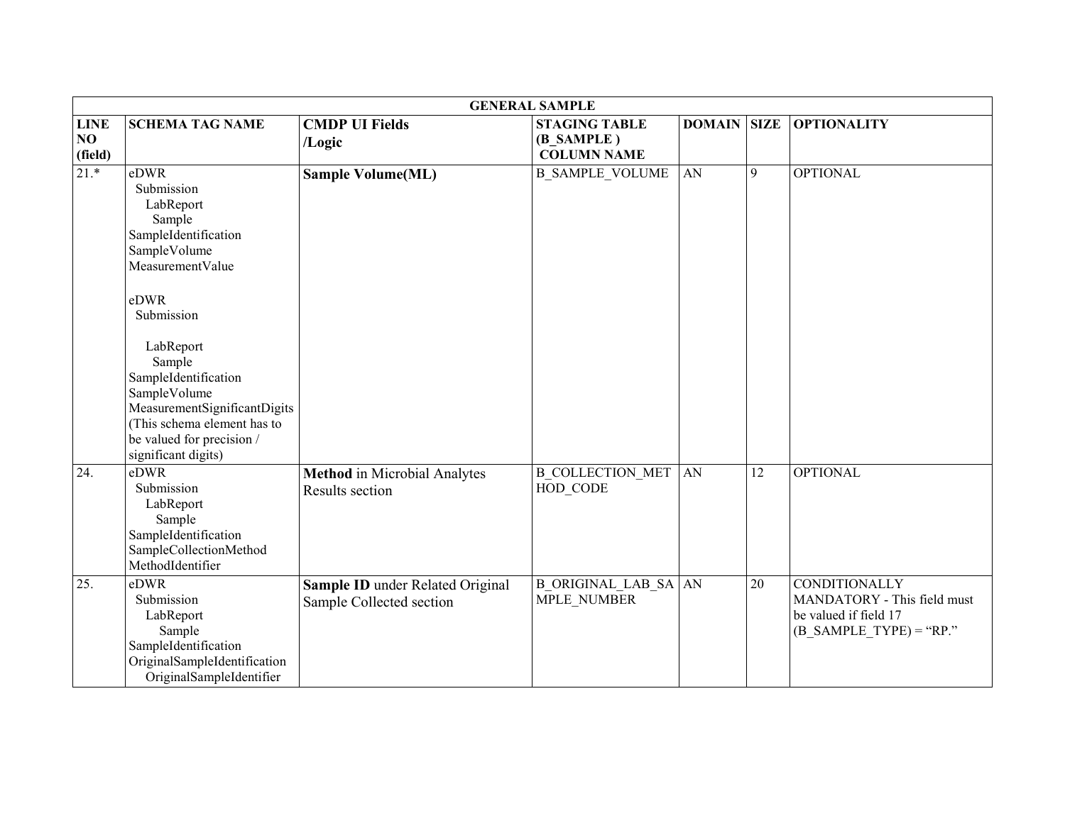| GENERAL SAMPLE | | | | | | |
|---|---|---|---|---|---|---|
| LINE NO (field) | SCHEMA TAG NAME | CMDP UI Fields /Logic | STAGING TABLE (B_SAMPLE ) COLUMN NAME | DOMAIN | SIZE | OPTIONALITY |
| 21.* | eDWR Submission LabReport Sample SampleIdentification SampleVolume MeasurementValue<br><br>eDWR Submission LabReport Sample SampleIdentification SampleVolume MeasurementSignificantDigits (This schema element has to be valued for precision / significant digits) | **Sample Volume(ML)** | B_SAMPLE_VOLUME | AN | 9 | OPTIONAL |
| 24. | eDWR Submission LabReport Sample SampleIdentification SampleCollectionMethod MethodIdentifier | **Method** in Microbial Analytes Results section | B_COLLECTION_METHOD_CODE | AN | 12 | OPTIONAL |
| 25. | eDWR Submission LabReport Sample SampleIdentification OriginalSampleIdentification OriginalSampleIdentifier | **Sample ID** under Related Original Sample Collected section | B_ORIGINAL_LAB_SAMPLE_NUMBER | AN | 20 | CONDITIONALLY MANDATORY - This field must be valued if field 17 (B_SAMPLE_TYPE) = "RP." |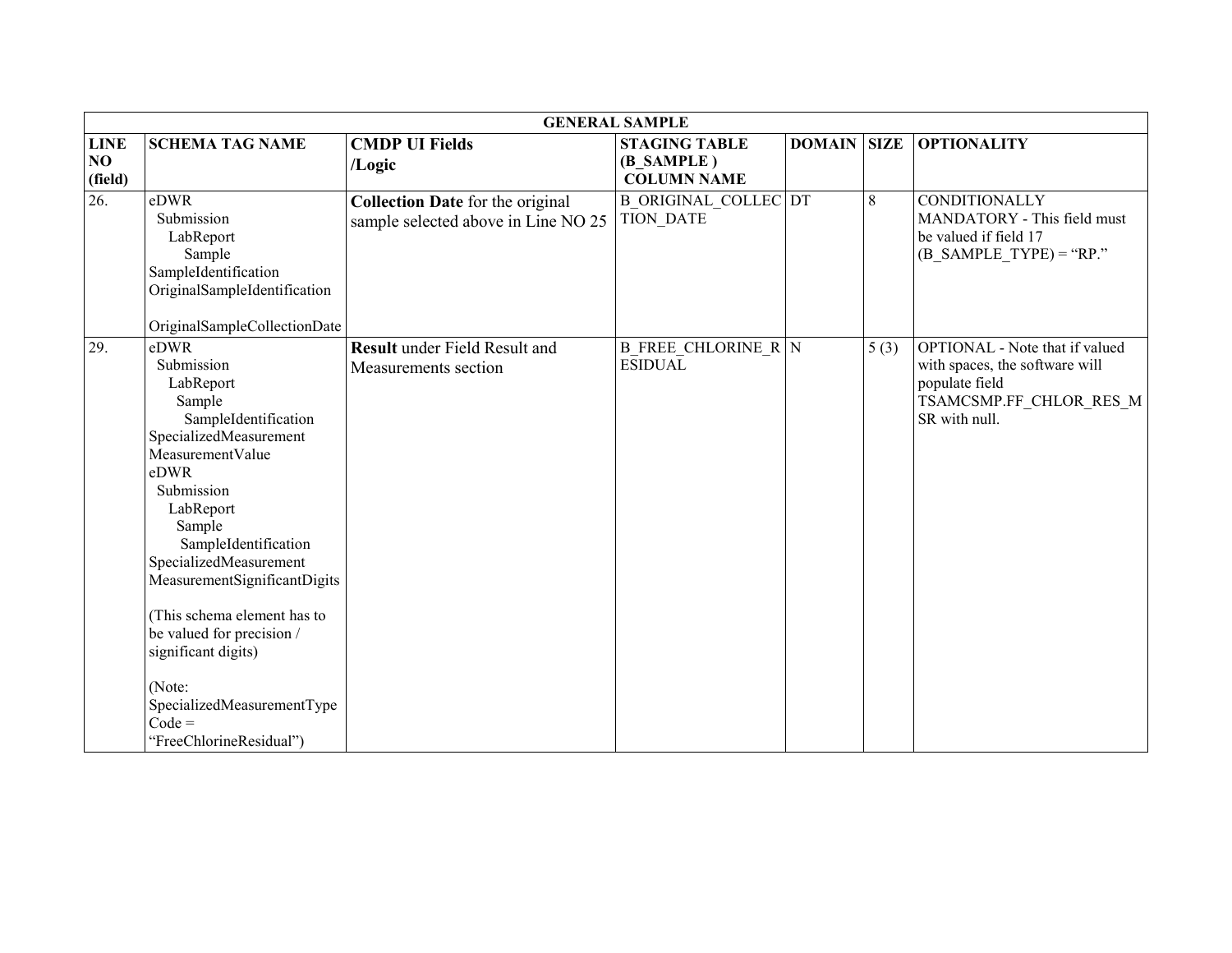| GENERAL SAMPLE | | | | | | |
|---|---|---|---|---|---|---|
| **LINE NO (field)** | **SCHEMA TAG NAME** | **CMDP UI Fields /Logic** | **STAGING TABLE (B_SAMPLE ) COLUMN NAME** | **DOMAIN** | **SIZE** | **OPTIONALITY** |
| 26. | eDWR Submission LabReport Sample SampleIdentification OriginalSampleIdentification OriginalSampleCollectionDate | **Collection Date** for the original sample selected above in Line NO 25 | B_ORIGINAL_COLLECTION_DATE | DT | 8 | CONDITIONALLY MANDATORY - This field must be valued if field 17 (B_SAMPLE_TYPE) = "RP." |
| 29. | eDWR Submission LabReport Sample SampleIdentification SpecializedMeasurement MeasurementValue eDWR Submission LabReport Sample SampleIdentification SpecializedMeasurement MeasurementSignificantDigits (This schema element has to be valued for precision / significant digits) (Note: SpecializedMeasurementTypeCode = "FreeChlorineResidual") | **Result** under Field Result and Measurements section | B_FREE_CHLORINE_RESIDUAL | N | 5 (3) | OPTIONAL - Note that if valued with spaces, the software will populate field TSAMCSMP.FF_CHLOR_RES_MSR with null. |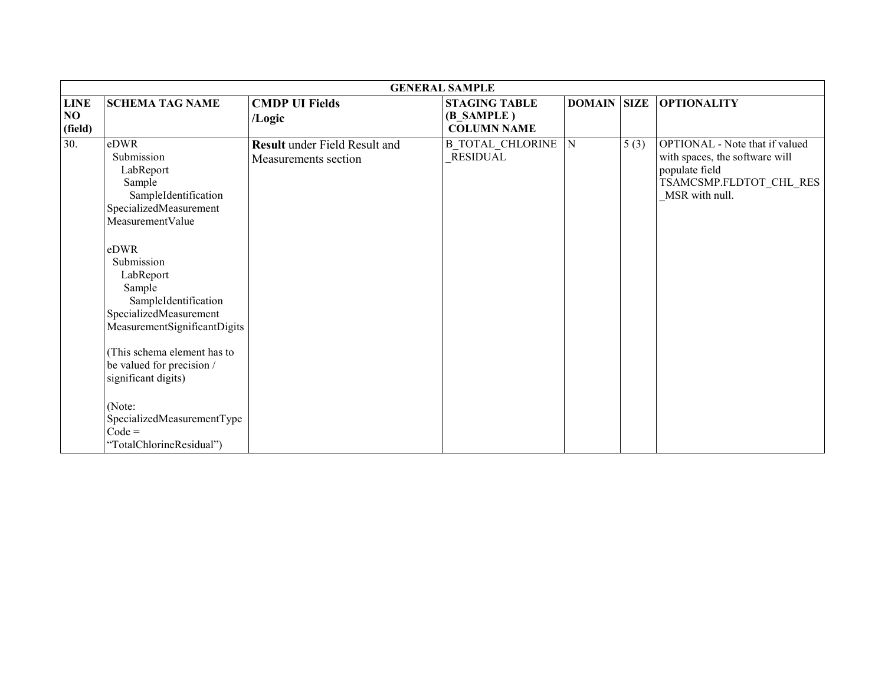| GENERAL SAMPLE | | | | | | |
|---|---|---|---|---|---|---|
| **LINE NO (field)** | **SCHEMA TAG NAME** | **CMDP UI Fields /Logic** | **STAGING TABLE (B_SAMPLE ) COLUMN NAME** | **DOMAIN** | **SIZE** | **OPTIONALITY** |
| 30. | eDWR Submission LabReport Sample SampleIdentification SpecializedMeasurement MeasurementValue<br><br>eDWR Submission LabReport Sample SampleIdentification SpecializedMeasurement MeasurementSignificantDigits<br><br>(This schema element has to be valued for precision / significant digits)<br><br>(Note: SpecializedMeasurementType Code = "TotalChlorineResidual") | **Result** under Field Result and Measurements section | B_TOTAL_CHLORINE_RESIDUAL | N | 5 (3) | OPTIONAL - Note that if valued with spaces, the software will populate field TSAMCSMP.FLDTOT_CHL_RES_MSR with null. |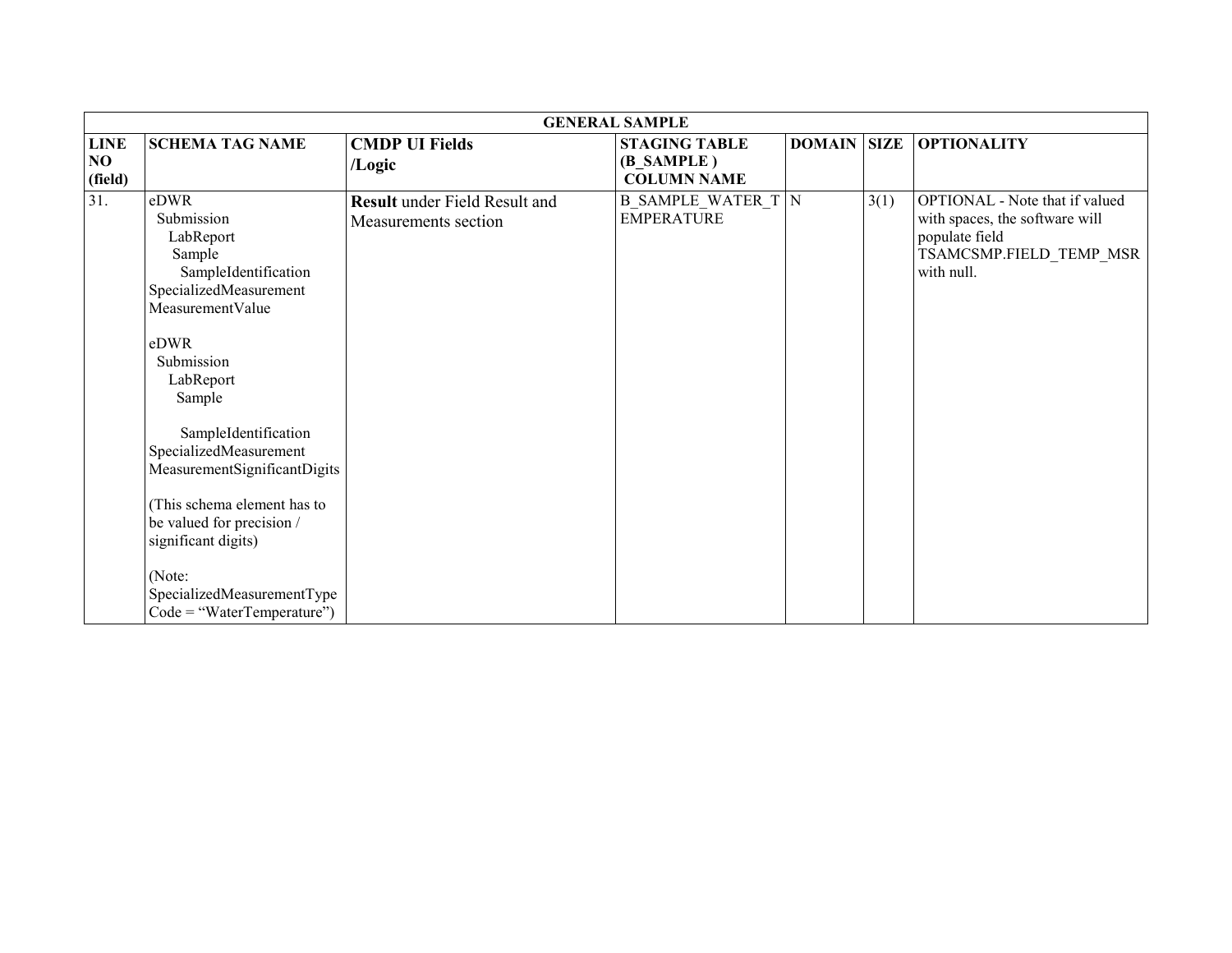| GENERAL SAMPLE | | | | | | |
|---|---|---|---|---|---|---|
| **LINE NO (field)** | **SCHEMA TAG NAME** | **CMDP UI Fields /Logic** | **STAGING TABLE (B_SAMPLE ) COLUMN NAME** | **DOMAIN** | **SIZE** | **OPTIONALITY** |
| 31. | eDWR Submission LabReport Sample SampleIdentification SpecializedMeasurement MeasurementValue<br><br>eDWR Submission LabReport Sample<br><br>SampleIdentification SpecializedMeasurement MeasurementSignificantDigits<br><br>(This schema element has to be valued for precision / significant digits)<br><br>(Note: SpecializedMeasurementType Code = "WaterTemperature") | **Result** under Field Result and Measurements section | B_SAMPLE_WATER_TEMPERATURE | N | 3(1) | OPTIONAL - Note that if valued with spaces, the software will populate field TSAMCSMP.FIELD_TEMP_MSR with null. |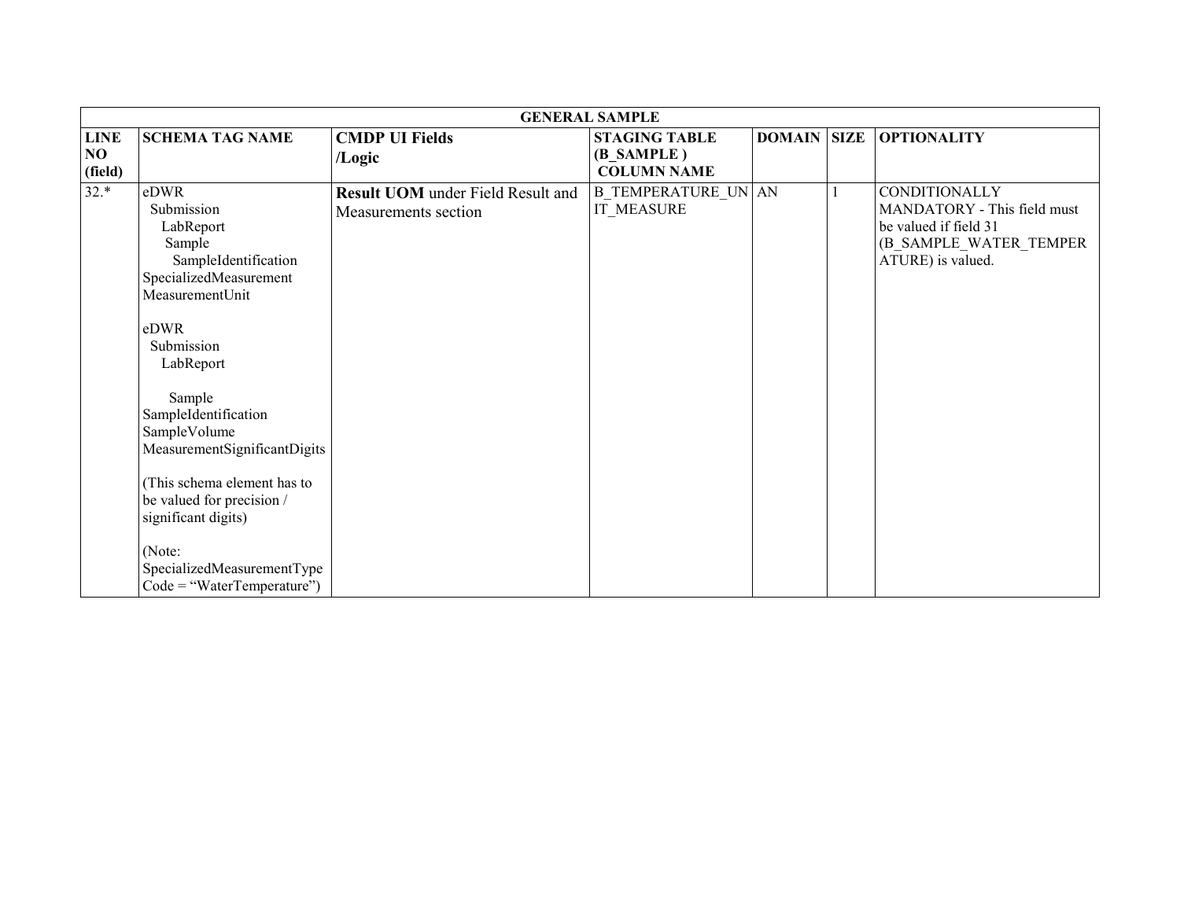| GENERAL SAMPLE | | | | | | |
|---|---|---|---|---|---|---|
| **LINE NO (field)** | **SCHEMA TAG NAME** | **CMDP UI Fields /Logic** | **STAGING TABLE (B_SAMPLE ) COLUMN NAME** | **DOMAIN** | **SIZE** | **OPTIONALITY** |
| 32.* | eDWR Submission LabReport Sample SampleIdentification SpecializedMeasurement MeasurementUnit<br><br>eDWR Submission LabReport<br><br>Sample SampleIdentification SampleVolume MeasurementSignificantDigits<br><br>(This schema element has to be valued for precision / significant digits)<br><br>(Note: SpecializedMeasurementType Code = "WaterTemperature") | **Result UOM** under Field Result and Measurements section | B_TEMPERATURE_UNIT_MEASURE | AN | 1 | CONDITIONALLY MANDATORY - This field must be valued if field 31 (B_SAMPLE_WATER_TEMPERATURE) is valued. |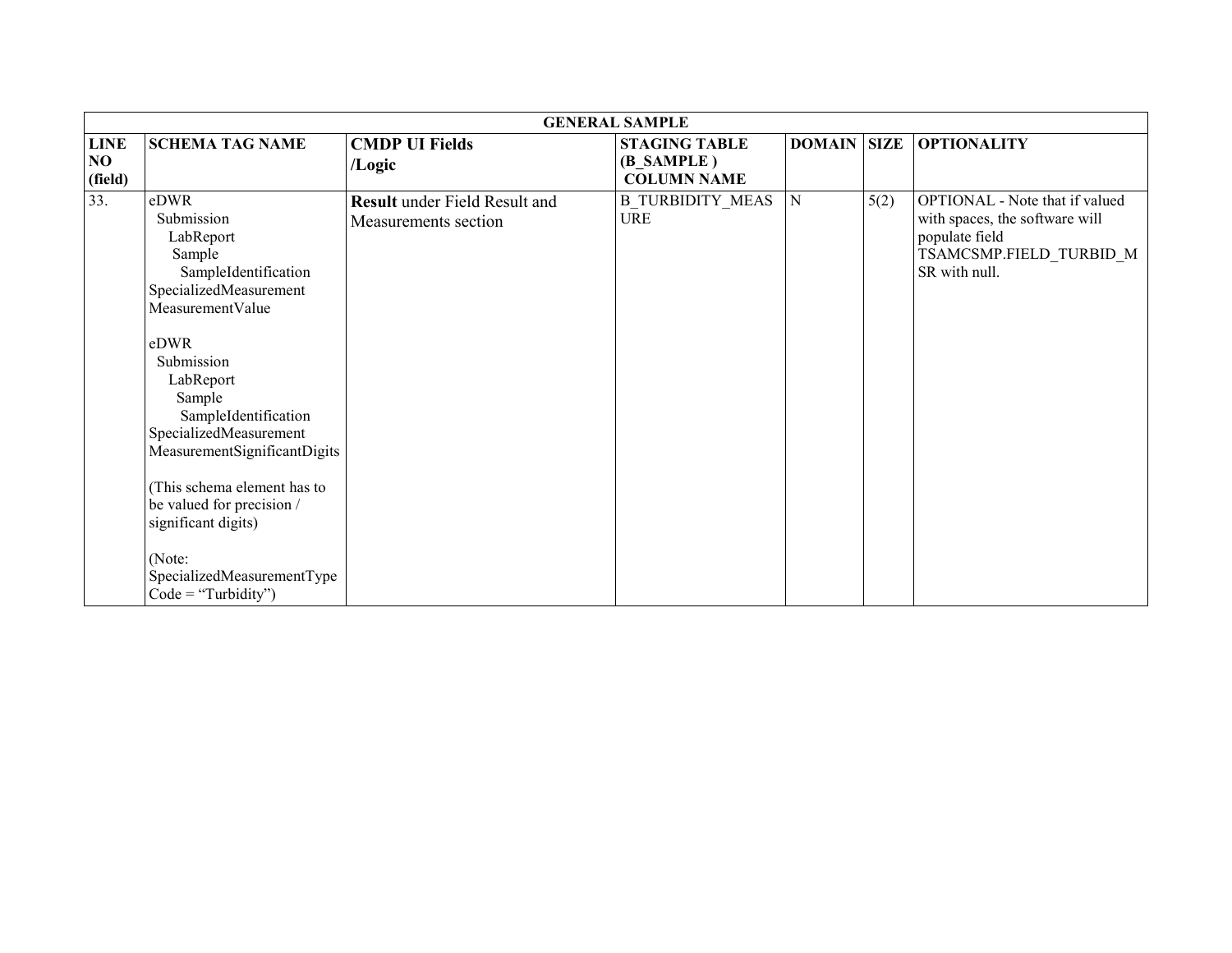| GENERAL SAMPLE | | | | | | |
|---|---|---|---|---|---|---|
| **LINE NO (field)** | **SCHEMA TAG NAME** | **CMDP UI Fields /Logic** | **STAGING TABLE (B_SAMPLE ) COLUMN NAME** | **DOMAIN** | **SIZE** | **OPTIONALITY** |
| 33. | eDWR Submission LabReport Sample SampleIdentification SpecializedMeasurement MeasurementValue<br><br>eDWR Submission LabReport Sample SampleIdentification SpecializedMeasurement MeasurementSignificantDigits<br><br>(This schema element has to be valued for precision / significant digits)<br><br>(Note: SpecializedMeasurementType Code = "Turbidity") | **Result** under Field Result and Measurements section | B_TURBIDITY_MEASURE | N | 5(2) | OPTIONAL - Note that if valued with spaces, the software will populate field TSAMCSMP.FIELD_TURBID_MSR with null. |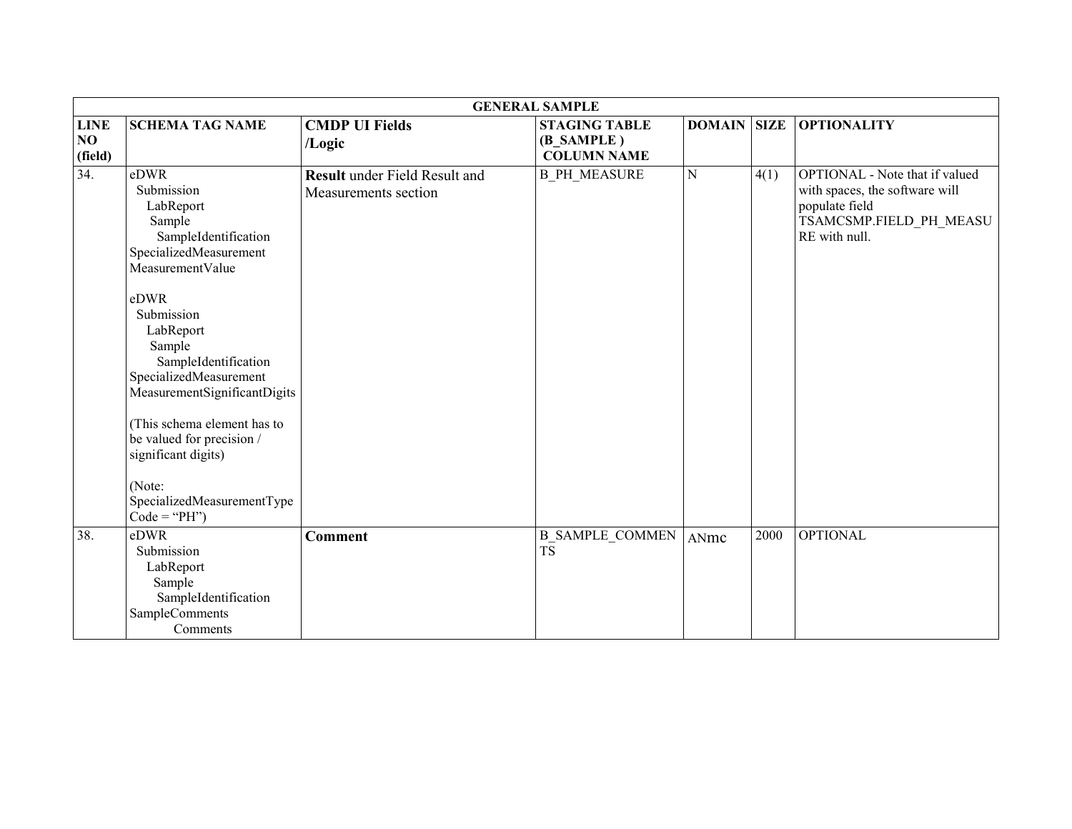| GENERAL SAMPLE | | | | | | |
|---|---|---|---|---|---|---|
| **LINE NO (field)** | **SCHEMA TAG NAME** | **CMDP UI Fields /Logic** | **STAGING TABLE (B_SAMPLE ) COLUMN NAME** | **DOMAIN** | **SIZE** | **OPTIONALITY** |
| 34. | eDWR Submission LabReport Sample SampleIdentification SpecializedMeasurement MeasurementValue<br><br>eDWR Submission LabReport Sample SampleIdentification SpecializedMeasurement MeasurementSignificantDigits<br><br>(This schema element has to be valued for precision / significant digits)<br><br>(Note: SpecializedMeasurementType Code = "PH") | **Result** under Field Result and Measurements section | B_PH_MEASURE | N | 4(1) | OPTIONAL - Note that if valued with spaces, the software will populate field TSAMCSMP.FIELD_PH_MEASURE with null. |
| 38. | eDWR Submission LabReport Sample SampleIdentification SampleComments Comments | **Comment** | B_SAMPLE_COMMENTS | ANmc | 2000 | OPTIONAL |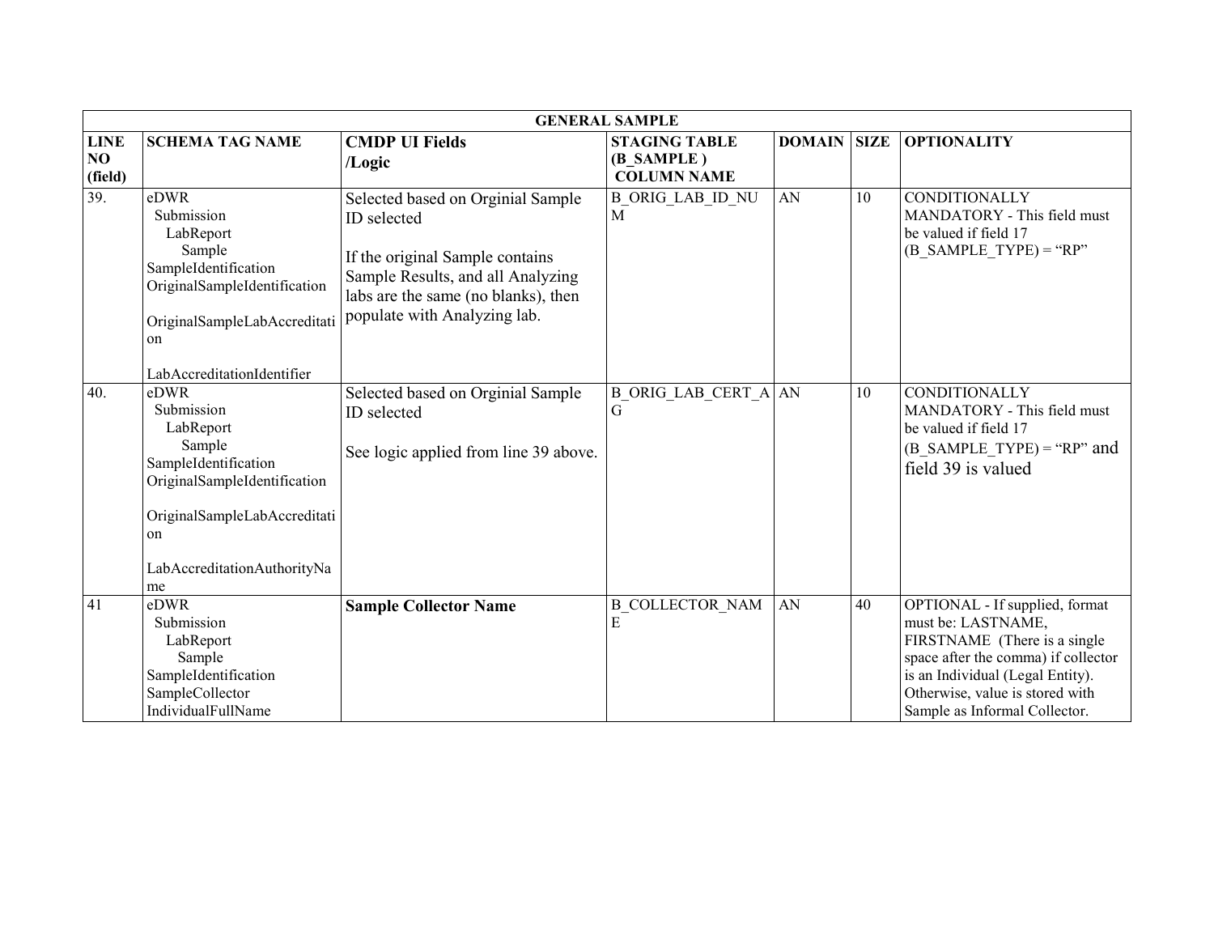| GENERAL SAMPLE | | | | | | |
|---|---|---|---|---|---|---|
| **LINE NO (field)** | **SCHEMA TAG NAME** | **CMDP UI Fields /Logic** | **STAGING TABLE (B_SAMPLE) COLUMN NAME** | **DOMAIN** | **SIZE** | **OPTIONALITY** |
| 39. | eDWR Submission LabReport Sample SampleIdentification OriginalSampleIdentification OriginalSampleLabAccreditation LabAccreditationIdentifier | Selected based on Orginial Sample ID selected<br><br>If the original Sample contains Sample Results, and all Analyzing labs are the same (no blanks), then populate with Analyzing lab. | B_ORIG_LAB_ID_NUM | AN | 10 | CONDITIONALLY MANDATORY - This field must be valued if field 17 (B_SAMPLE_TYPE) = "RP" |
| 40. | eDWR Submission LabReport Sample SampleIdentification OriginalSampleIdentification OriginalSampleLabAccreditation LabAccreditationAuthorityName | Selected based on Orginial Sample ID selected<br><br>See logic applied from line 39 above. | B_ORIG_LAB_CERT_AG | AN | 10 | CONDITIONALLY MANDATORY - This field must be valued if field 17 (B_SAMPLE_TYPE) = "RP" and field 39 is valued |
| 41 | eDWR Submission LabReport Sample SampleIdentification SampleCollector IndividualFullName | **Sample Collector Name** | B_COLLECTOR_NAME | AN | 40 | OPTIONAL - If supplied, format must be: LASTNAME, FIRSTNAME (There is a single space after the comma) if collector is an Individual (Legal Entity). Otherwise, value is stored with Sample as Informal Collector. |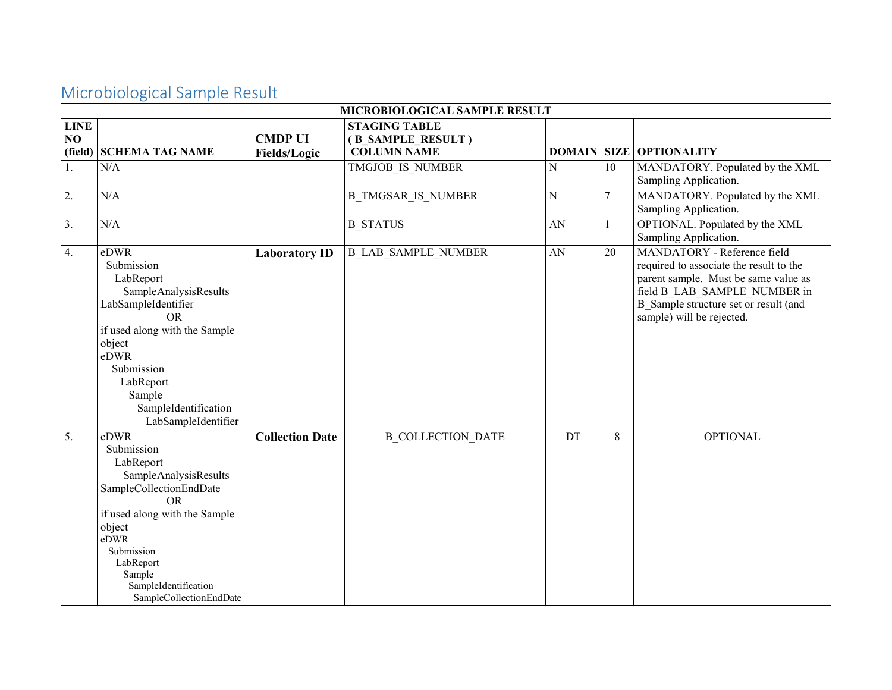## Microbiological Sample Result

| MICROBIOLOGICAL SAMPLE RESULT | | | | | | |
|---|---|---|---|---|---|---|
| **LINE NO (field)** | **SCHEMA TAG NAME** | **CMDP UI Fields/Logic** | **STAGING TABLE ( B_SAMPLE_RESULT ) COLUMN NAME** | **DOMAIN** | **SIZE** | **OPTIONALITY** |
| 1. | N/A | | TMGJOB_IS_NUMBER | N | 10 | MANDATORY. Populated by the XML Sampling Application. |
| 2. | N/A | | B_TMGSAR_IS_NUMBER | N | 7 | MANDATORY. Populated by the XML Sampling Application. |
| 3. | N/A | | B_STATUS | AN | 1 | OPTIONAL. Populated by the XML Sampling Application. |
| 4. | eDWR Submission LabReport SampleAnalysisResults LabSampleIdentifier OR if used along with the Sample object eDWR Submission LabReport Sample SampleIdentification LabSampleIdentifier | **Laboratory ID** | B_LAB_SAMPLE_NUMBER | AN | 20 | MANDATORY - Reference field required to associate the result to the parent sample. Must be same value as field B_LAB_SAMPLE_NUMBER in B_Sample structure set or result (and sample) will be rejected. |
| 5. | eDWR Submission LabReport SampleAnalysisResults SampleCollectionEndDate OR if used along with the Sample object eDWR Submission LabReport Sample SampleIdentification SampleCollectionEndDate | **Collection Date** | B_COLLECTION_DATE | DT | 8 | OPTIONAL |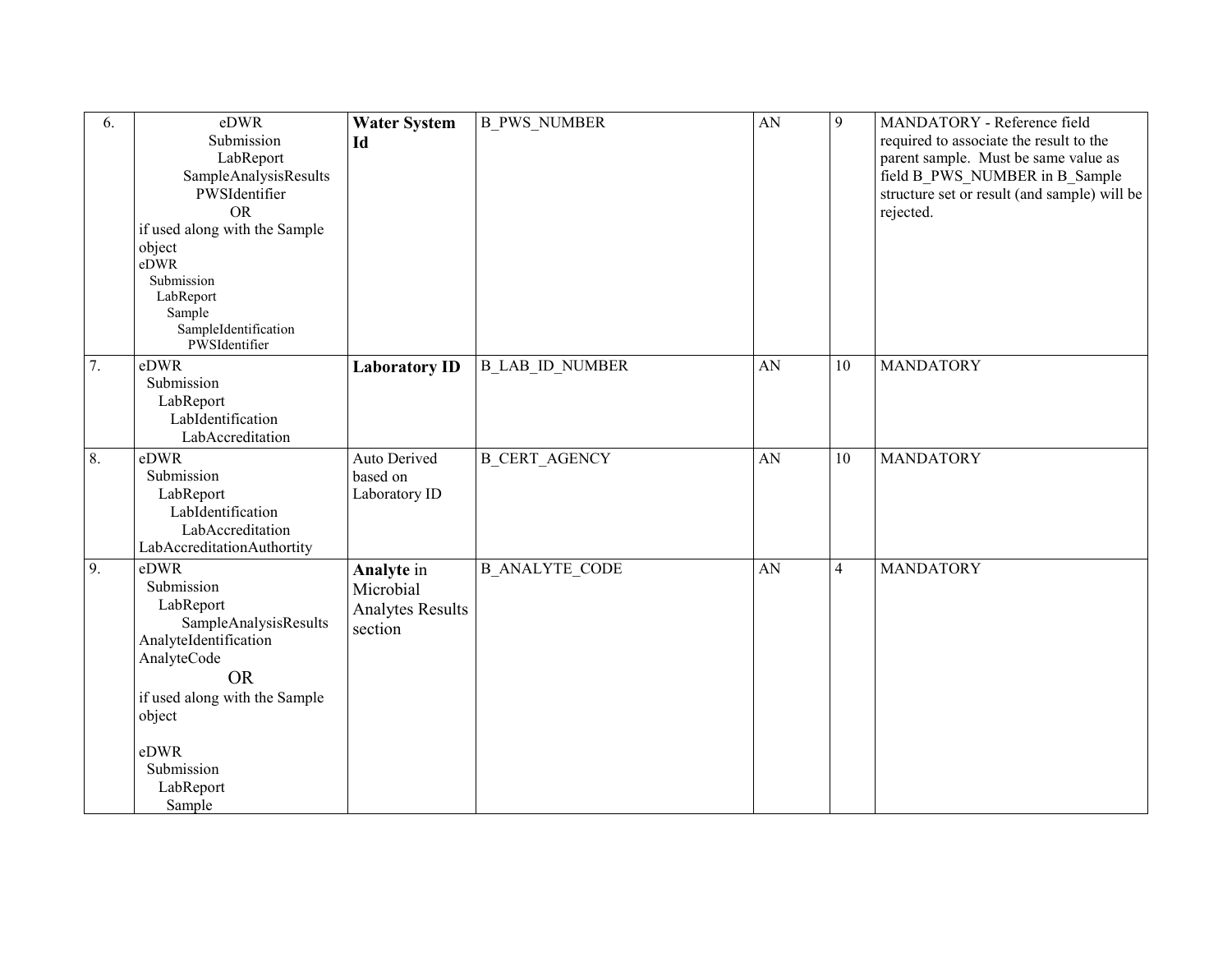| 6. | eDWR Submission LabReport SampleAnalysisResults PWSIdentifier OR if used along with the Sample object eDWR Submission LabReport Sample SampleIdentification PWSIdentifier | **Water System Id** | B_PWS_NUMBER | AN | 9 | MANDATORY - Reference field required to associate the result to the parent sample. Must be same value as field B_PWS_NUMBER in B_Sample structure set or result (and sample) will be rejected. |
|---|---|---|---|---|---|---|
| 7. | eDWR Submission LabReport LabIdentification LabAccreditation | **Laboratory ID** | B_LAB_ID_NUMBER | AN | 10 | MANDATORY |
| 8. | eDWR Submission LabReport LabIdentification LabAccreditation LabAccreditationAuthortity | Auto Derived based on Laboratory ID | B_CERT_AGENCY | AN | 10 | MANDATORY |
| 9. | eDWR Submission LabReport SampleAnalysisResults AnalyteIdentification AnalyteCode OR if used along with the Sample object eDWR Submission LabReport Sample | **Analyte** in Microbial Analytes Results section | B_ANALYTE_CODE | AN | 4 | MANDATORY |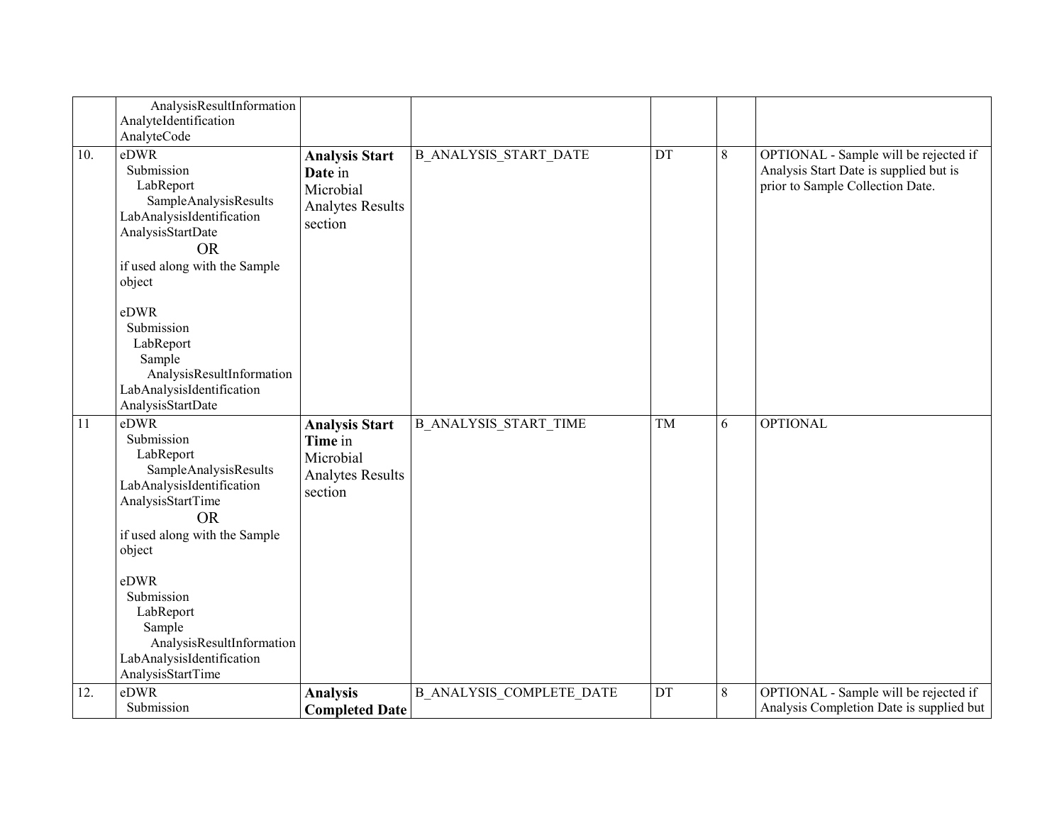| | | | | | |
|---|---|---|---|---|---|
| | AnalysisResultInformation AnalyteIdentification AnalyteCode | | | | | |
| 10. | eDWR Submission LabReport SampleAnalysisResults LabAnalysisIdentification AnalysisStartDate <br> OR <br> if used along with the Sample object <br><br> eDWR Submission LabReport Sample AnalysisResultInformation LabAnalysisIdentification AnalysisStartDate | **Analysis Start Date** in Microbial Analytes Results section | B_ANALYSIS_START_DATE | DT | 8 | OPTIONAL - Sample will be rejected if Analysis Start Date is supplied but is prior to Sample Collection Date. |
| 11 | eDWR Submission LabReport SampleAnalysisResults LabAnalysisIdentification AnalysisStartTime <br> OR <br> if used along with the Sample object <br><br> eDWR Submission LabReport Sample AnalysisResultInformation LabAnalysisIdentification AnalysisStartTime | **Analysis Start Time** in Microbial Analytes Results section | B_ANALYSIS_START_TIME | TM | 6 | OPTIONAL |
| 12. | eDWR Submission | **Analysis Completed Date** | B_ANALYSIS_COMPLETE_DATE | DT | 8 | OPTIONAL - Sample will be rejected if Analysis Completion Date is supplied but |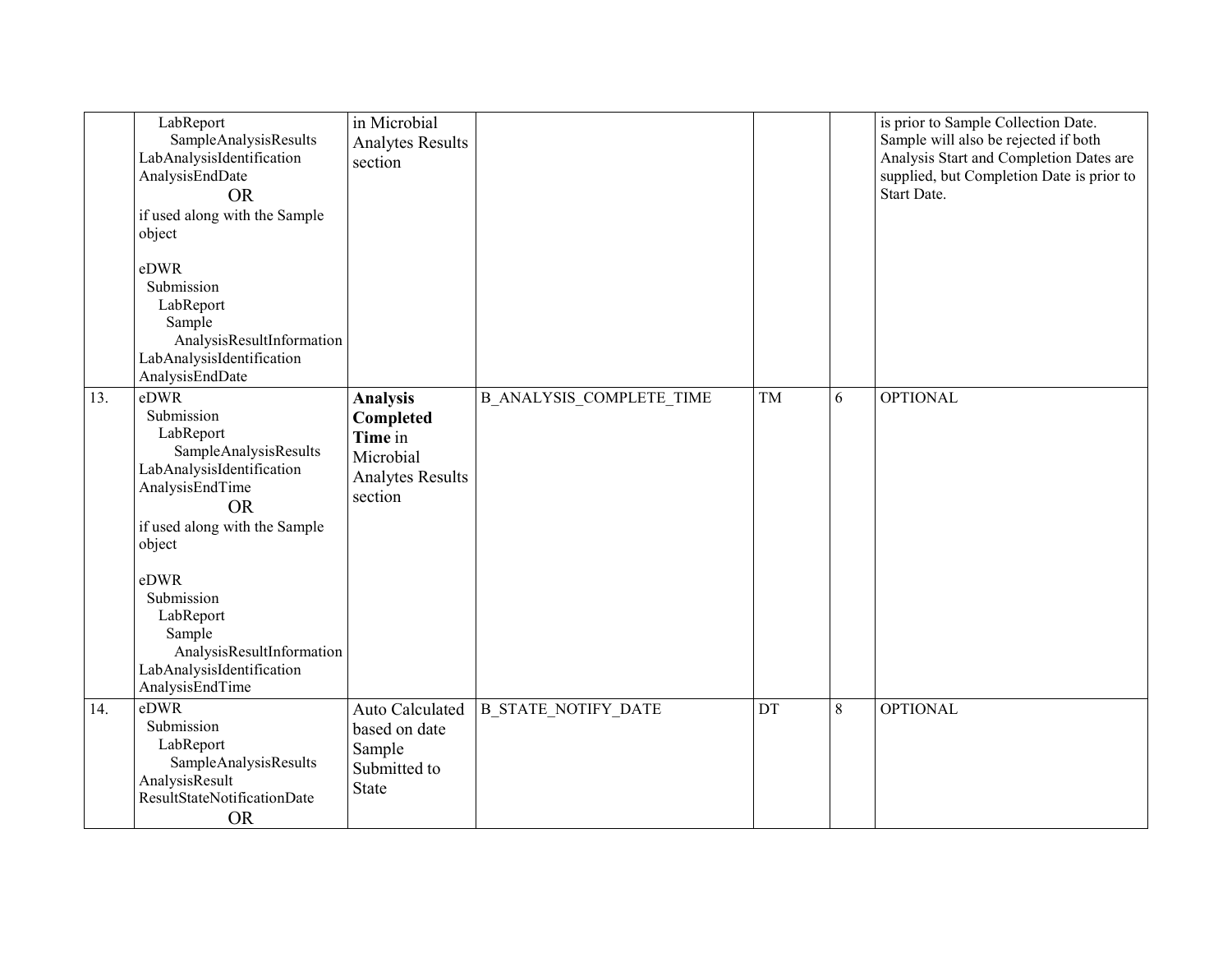| | | | | | | |
|---|---|---|---|---|---|---|
| | LabReport SampleAnalysisResults LabAnalysisIdentification AnalysisEndDate OR if used along with the Sample object<br><br>eDWR Submission LabReport Sample AnalysisResultInformation LabAnalysisIdentification AnalysisEndDate | in Microbial Analytes Results section | | | | is prior to Sample Collection Date. Sample will also be rejected if both Analysis Start and Completion Dates are supplied, but Completion Date is prior to Start Date. |
| 13. | eDWR Submission LabReport SampleAnalysisResults LabAnalysisIdentification AnalysisEndTime OR if used along with the Sample object<br><br>eDWR Submission LabReport Sample AnalysisResultInformation LabAnalysisIdentification AnalysisEndTime | **Analysis Completed Time** in Microbial Analytes Results section | B_ANALYSIS_COMPLETE_TIME | TM | 6 | OPTIONAL |
| 14. | eDWR Submission LabReport SampleAnalysisResults AnalysisResult ResultStateNotificationDate OR | Auto Calculated based on date Sample Submitted to State | B_STATE_NOTIFY_DATE | DT | 8 | OPTIONAL |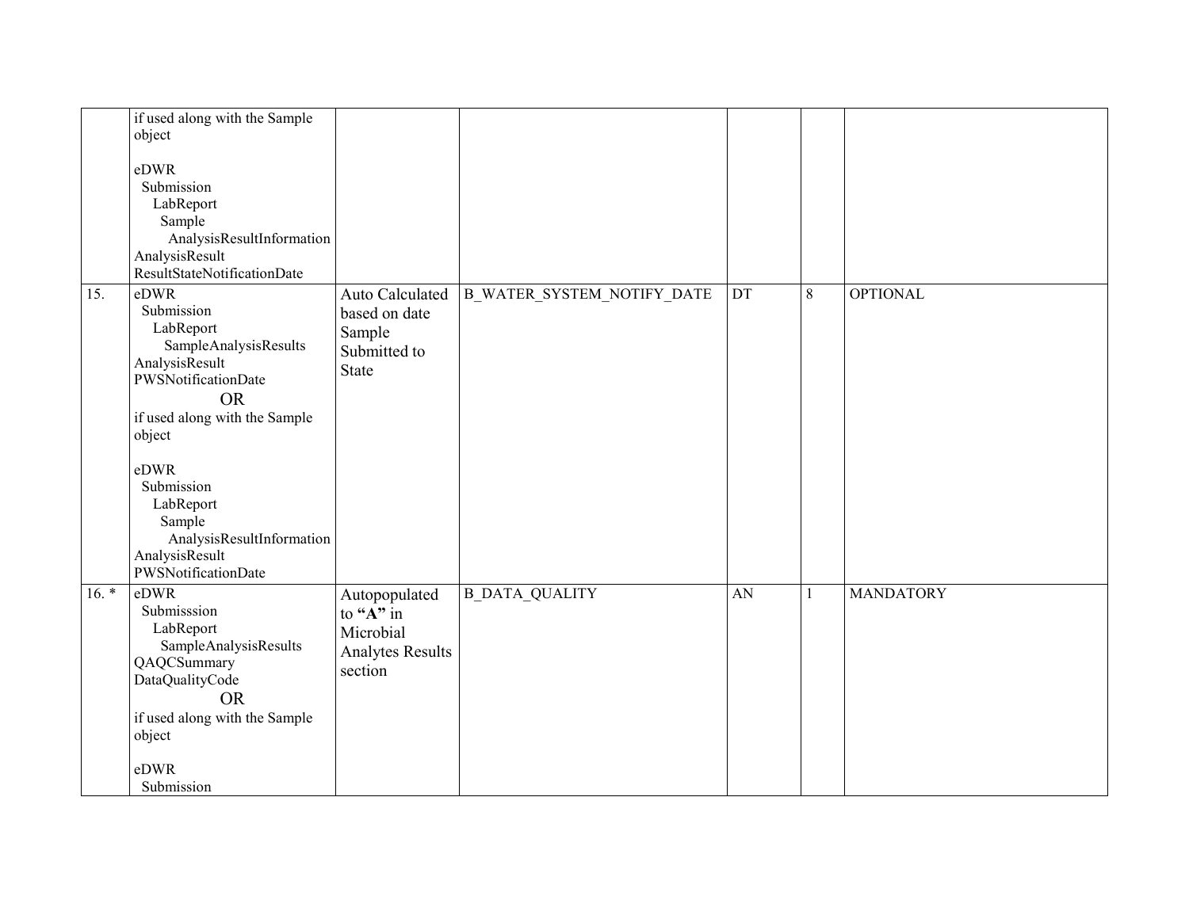| | | | | | | |
|---|---|---|---|---|---|---|
| | if used along with the Sample object<br><br>eDWR<br>Submission<br>LabReport<br>Sample<br>AnalysisResultInformation<br>AnalysisResult<br>ResultStateNotificationDate | | | | | |
| 15. | eDWR<br>Submission<br>LabReport<br>SampleAnalysisResults<br>AnalysisResult<br>PWSNotificationDate<br>OR<br>if used along with the Sample object<br><br>eDWR<br>Submission<br>LabReport<br>Sample<br>AnalysisResultInformation<br>AnalysisResult<br>PWSNotificationDate | Auto Calculated based on date Sample Submitted to State | B_WATER_SYSTEM_NOTIFY_DATE | DT | 8 | OPTIONAL |
| 16. * | eDWR<br>Submisssion<br>LabReport<br>SampleAnalysisResults<br>QAQCSummary<br>DataQualityCode<br>OR<br>if used along with the Sample object<br><br>eDWR<br>Submission | Autopopulated to **"A"** in Microbial Analytes Results section | B_DATA_QUALITY | AN | 1 | MANDATORY |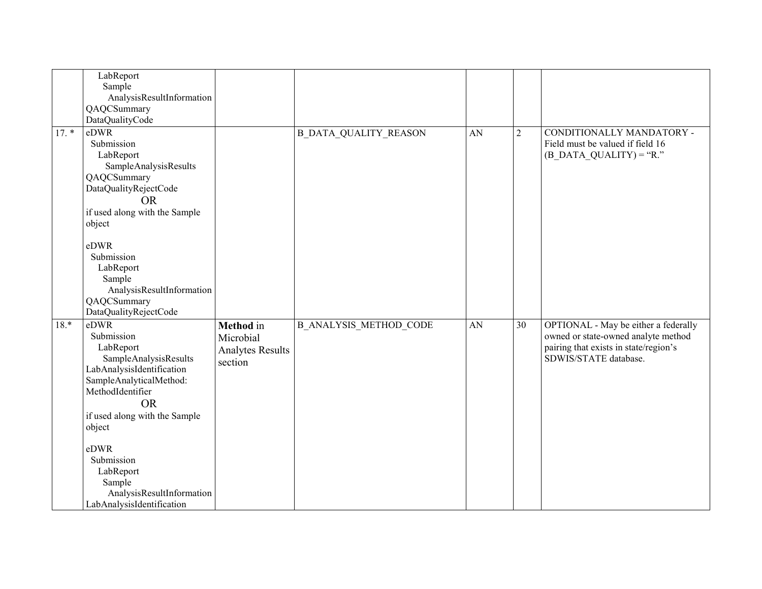| | | | | | | |
|---|---|---|---|---|---|---|
| | LabReport<br>Sample<br>AnalysisResultInformation<br>QAQCSummary<br>DataQualityCode | | | | | |
| 17. * | eDWR<br>Submission<br>LabReport<br>SampleAnalysisResults<br>QAQCSummary<br>DataQualityRejectCode<br>OR<br>if used along with the Sample object<br><br>eDWR<br>Submission<br>LabReport<br>Sample<br>AnalysisResultInformation<br>QAQCSummary<br>DataQualityRejectCode | | B_DATA_QUALITY_REASON | AN | 2 | CONDITIONALLY MANDATORY - Field must be valued if field 16 (B_DATA_QUALITY) = "R." |
| 18.* | eDWR<br>Submission<br>LabReport<br>SampleAnalysisResults<br>LabAnalysisIdentification<br>SampleAnalyticalMethod:<br>MethodIdentifier<br>OR<br>if used along with the Sample object<br><br>eDWR<br>Submission<br>LabReport<br>Sample<br>AnalysisResultInformation<br>LabAnalysisIdentification | **Method** in Microbial Analytes Results section | B_ANALYSIS_METHOD_CODE | AN | 30 | OPTIONAL - May be either a federally owned or state-owned analyte method pairing that exists in state/region's SDWIS/STATE database. |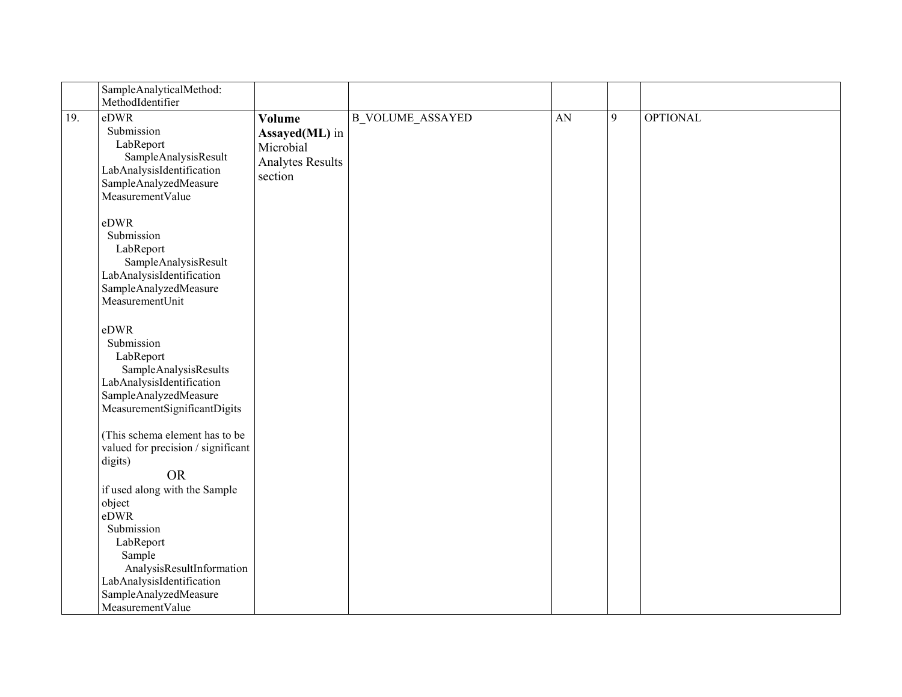| | | | | | | |
|---|---|---|---|---|---|---|
| | SampleAnalyticalMethod: MethodIdentifier | | | | | |
| 19. | eDWR<br>Submission<br>LabReport<br>SampleAnalysisResult<br>LabAnalysisIdentification<br>SampleAnalyzedMeasure<br>MeasurementValue<br><br>eDWR<br>Submission<br>LabReport<br>SampleAnalysisResult<br>LabAnalysisIdentification<br>SampleAnalyzedMeasure<br>MeasurementUnit<br><br>eDWR<br>Submission<br>LabReport<br>SampleAnalysisResults<br>LabAnalysisIdentification<br>SampleAnalyzedMeasure<br>MeasurementSignificantDigits<br><br>(This schema element has to be valued for precision / significant digits)<br>OR<br>if used along with the Sample object<br>eDWR<br>Submission<br>LabReport<br>Sample<br>AnalysisResultInformation<br>LabAnalysisIdentification<br>SampleAnalyzedMeasure<br>MeasurementValue | **Volume Assayed(ML)** in Microbial Analytes Results section | B_VOLUME_ASSAYED | AN | 9 | OPTIONAL |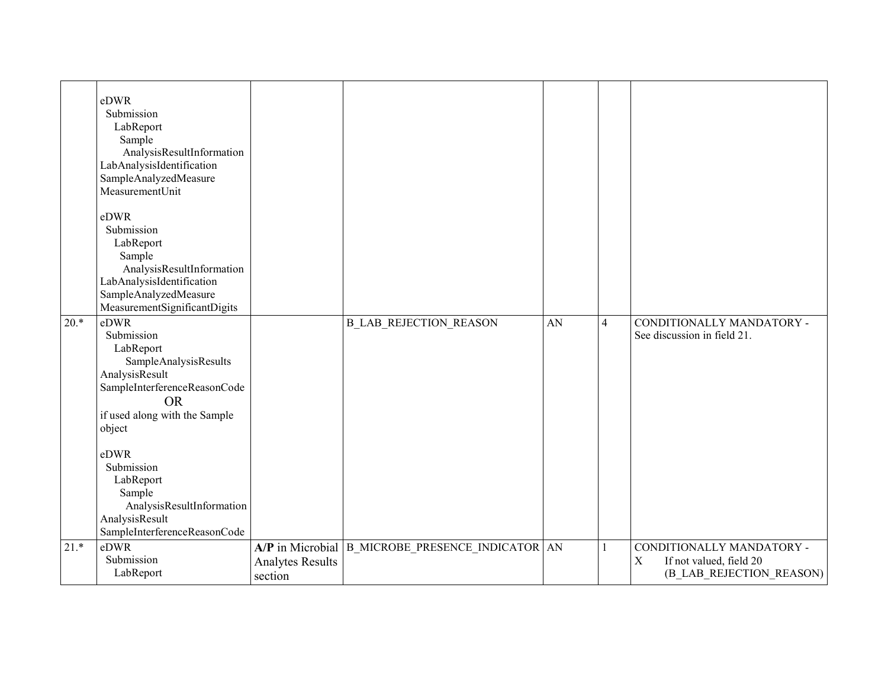| | | | | | | |
|---|---|---|---|---|---|---|
| | eDWR<br>Submission<br>LabReport<br>Sample<br>AnalysisResultInformation<br>LabAnalysisIdentification<br>SampleAnalyzedMeasure<br>MeasurementUnit<br><br>eDWR<br>Submission<br>LabReport<br>Sample<br>AnalysisResultInformation<br>LabAnalysisIdentification<br>SampleAnalyzedMeasure<br>MeasurementSignificantDigits | | | | | |
| 20.* | eDWR<br>Submission<br>LabReport<br>SampleAnalysisResults<br>AnalysisResult<br>SampleInterferenceReasonCode<br>OR<br>if used along with the Sample object<br><br>eDWR<br>Submission<br>LabReport<br>Sample<br>AnalysisResultInformation<br>AnalysisResult<br>SampleInterferenceReasonCode | | B_LAB_REJECTION_REASON | AN | 4 | CONDITIONALLY MANDATORY - See discussion in field 21. |
| 21.* | eDWR<br>Submission<br>LabReport | **A/P** in Microbial Analytes Results section | B_MICROBE_PRESENCE_INDICATOR | AN | 1 | CONDITIONALLY MANDATORY -<br>X If not valued, field 20 (B_LAB_REJECTION_REASON) |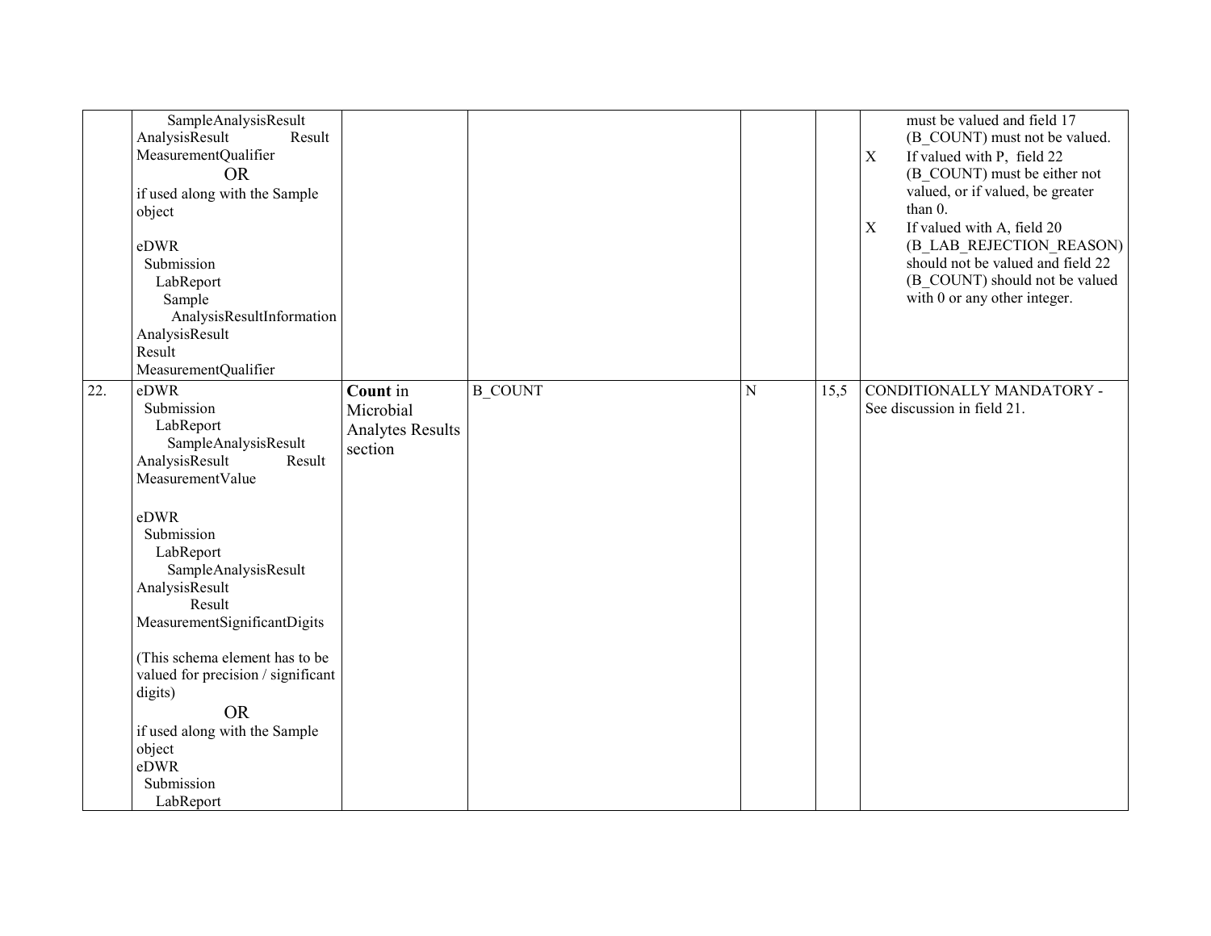| | | | | | | |
|---|---|---|---|---|---|---|
| | SampleAnalysisResult AnalysisResult Result MeasurementQualifier<br>OR<br>if used along with the Sample object<br><br>eDWR Submission LabReport Sample AnalysisResultInformation AnalysisResult Result MeasurementQualifier | | | | | must be valued and field 17 (B_COUNT) must not be valued.<br>X If valued with P, field 22 (B_COUNT) must be either not valued, or if valued, be greater than 0.<br>X If valued with A, field 20 (B_LAB_REJECTION_REASON) should not be valued and field 22 (B_COUNT) should not be valued with 0 or any other integer. |
| 22. | eDWR Submission LabReport SampleAnalysisResult AnalysisResult Result MeasurementValue<br><br>eDWR Submission LabReport SampleAnalysisResult AnalysisResult Result MeasurementSignificantDigits<br><br>(This schema element has to be valued for precision / significant digits)<br>OR<br>if used along with the Sample object<br>eDWR Submission LabReport | **Count** in Microbial Analytes Results section | B_COUNT | N | 15,5 | CONDITIONALLY MANDATORY - See discussion in field 21. |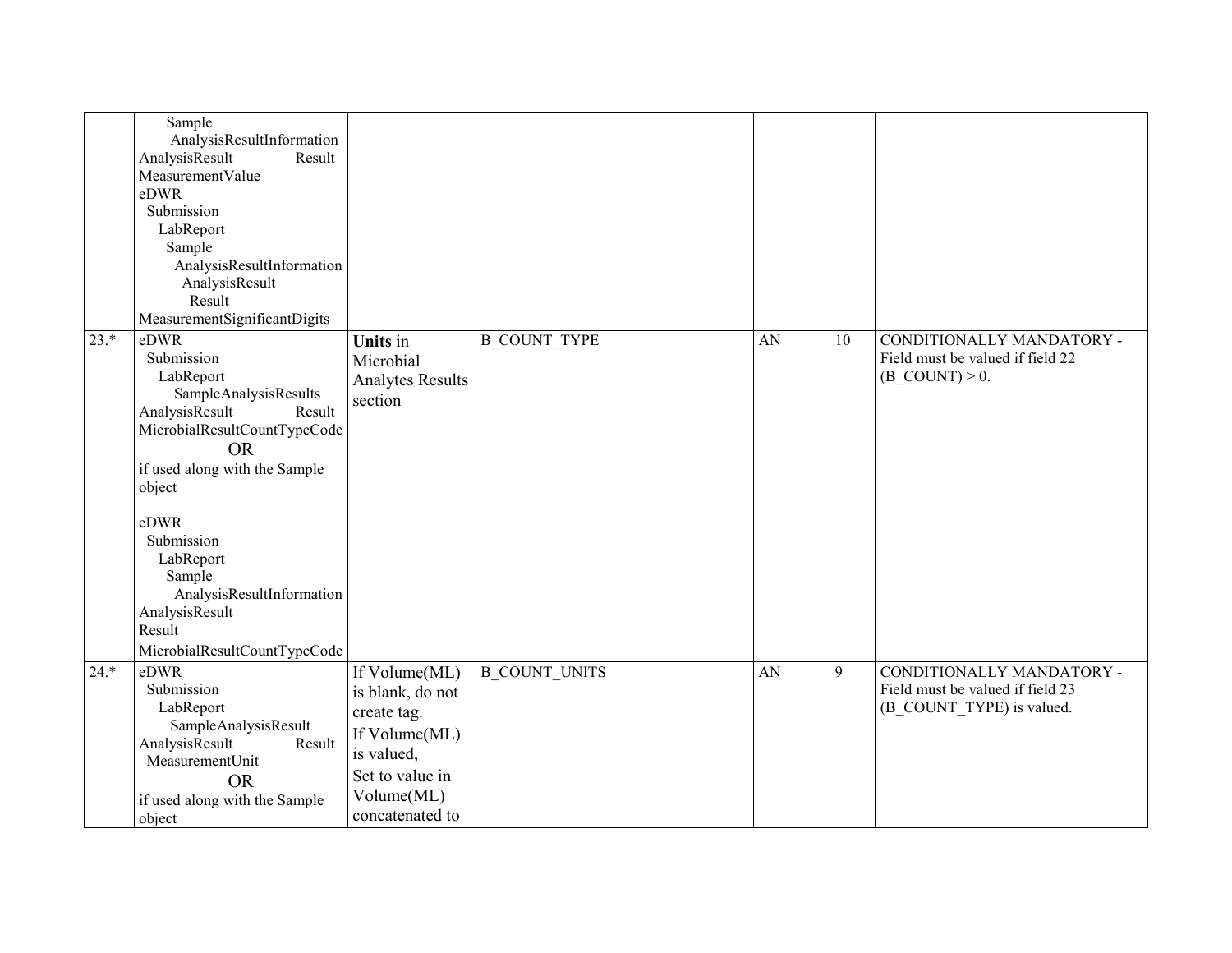| | | | | | | |
|---|---|---|---|---|---|---|
| | Sample AnalysisResultInformation AnalysisResult Result MeasurementValue<br>eDWR Submission LabReport Sample AnalysisResultInformation AnalysisResult Result MeasurementSignificantDigits | | | | | |
| 23.* | eDWR Submission LabReport SampleAnalysisResults AnalysisResult Result MicrobialResultCountTypeCode<br>OR<br>if used along with the Sample object<br><br>eDWR Submission LabReport Sample AnalysisResultInformation AnalysisResult Result MicrobialResultCountTypeCode | **Units** in Microbial Analytes Results section | B_COUNT_TYPE | AN | 10 | CONDITIONALLY MANDATORY - Field must be valued if field 22 (B_COUNT) > 0. |
| 24.* | eDWR Submission LabReport SampleAnalysisResult AnalysisResult Result MeasurementUnit<br>OR<br>if used along with the Sample object | If Volume(ML) is blank, do not create tag.<br>If Volume(ML) is valued,<br>Set to value in Volume(ML) concatenated to | B_COUNT_UNITS | AN | 9 | CONDITIONALLY MANDATORY - Field must be valued if field 23 (B_COUNT_TYPE) is valued. |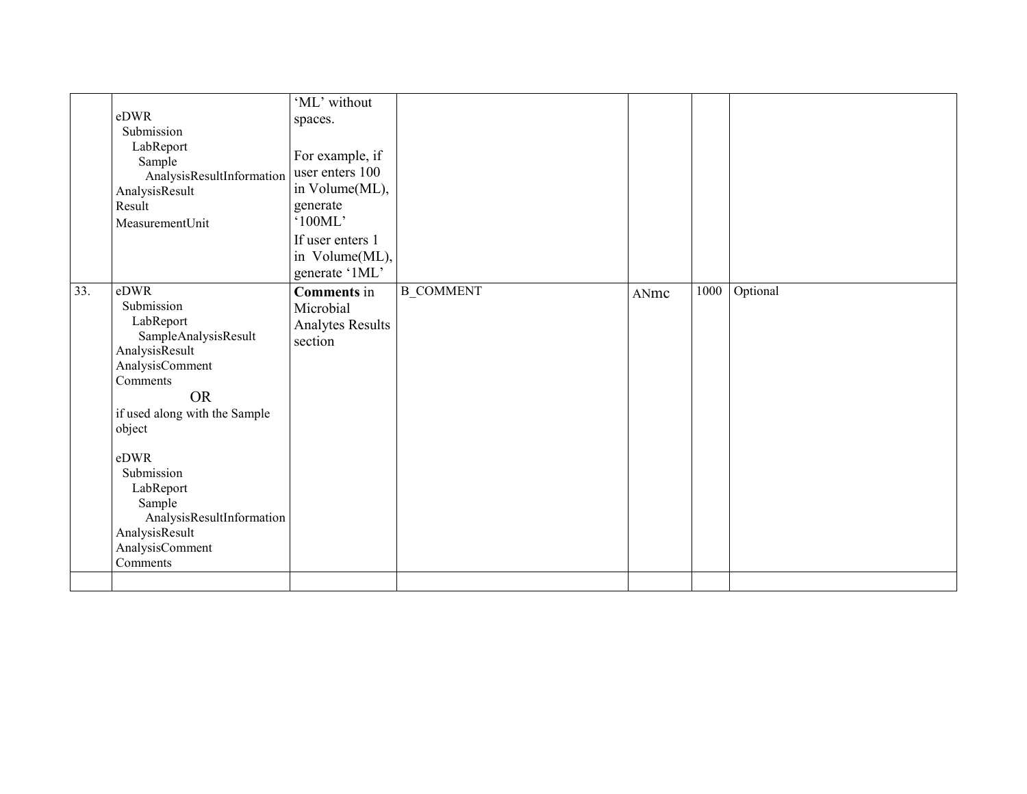|  |  |  |  |  |  |  |
|---|---|---|---|---|---|---|
|  | eDWR Submission LabReport Sample AnalysisResultInformation AnalysisResult Result MeasurementUnit | 'ML' without spaces.<br><br>For example, if user enters 100 in Volume(ML), generate '100ML'<br>If user enters 1 in Volume(ML), generate '1ML' |  |  |  |  |
| 33. | eDWR Submission LabReport SampleAnalysisResult AnalysisResult AnalysisComment Comments<br>OR<br>if used along with the Sample object<br><br>eDWR Submission LabReport Sample AnalysisResultInformation AnalysisResult AnalysisComment Comments | **Comments** in Microbial Analytes Results section | B_COMMENT | ANmc | 1000 | Optional |
|  |  |  |  |  |  |  |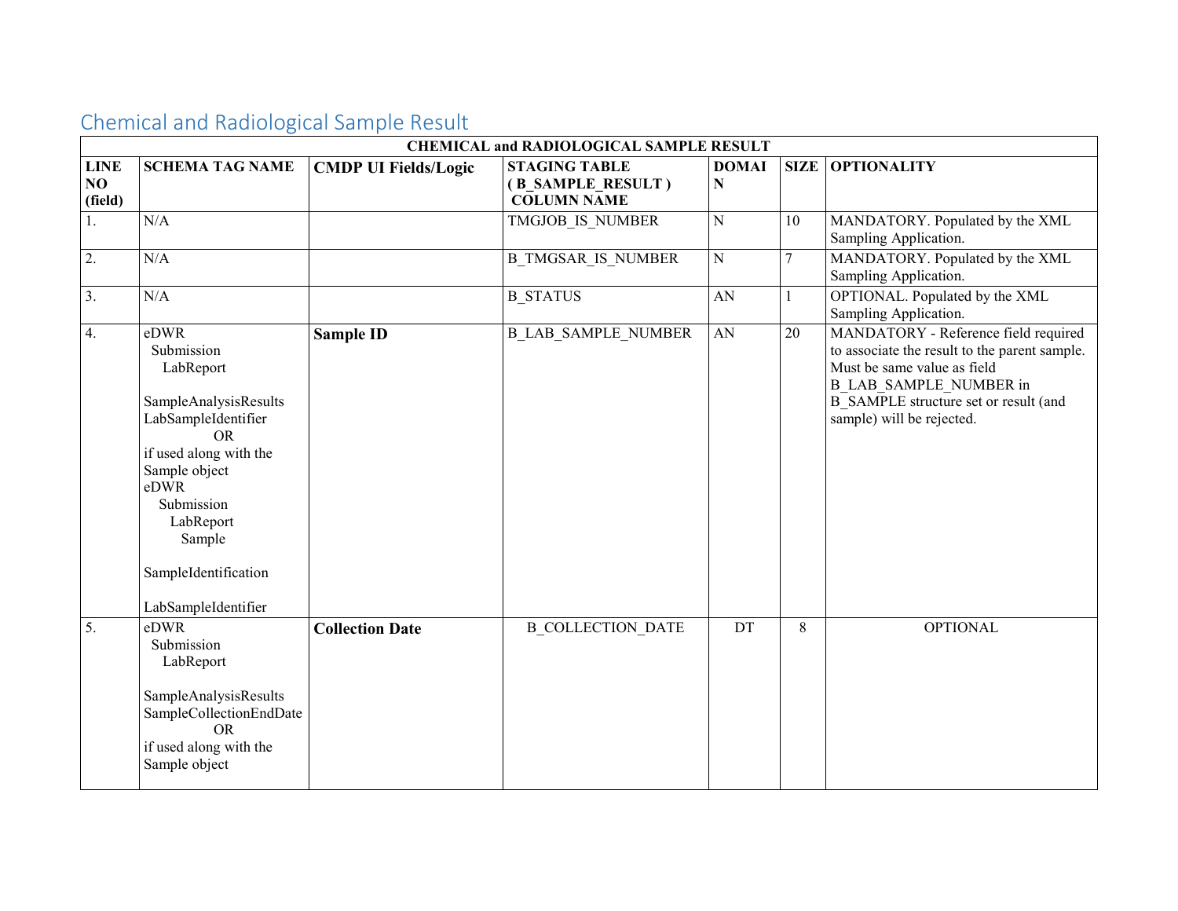## Chemical and Radiological Sample Result

| CHEMICAL and RADIOLOGICAL SAMPLE RESULT | | | | | | |
|---|---|---|---|---|---|---|
| **LINE NO (field)** | **SCHEMA TAG NAME** | **CMDP UI Fields/Logic** | **STAGING TABLE ( B_SAMPLE_RESULT ) COLUMN NAME** | **DOMAIN** | **SIZE** | **OPTIONALITY** |
| 1. | N/A | | TMGJOB_IS_NUMBER | N | 10 | MANDATORY. Populated by the XML Sampling Application. |
| 2. | N/A | | B_TMGSAR_IS_NUMBER | N | 7 | MANDATORY. Populated by the XML Sampling Application. |
| 3. | N/A | | B_STATUS | AN | 1 | OPTIONAL. Populated by the XML Sampling Application. |
| 4. | eDWR Submission LabReport SampleAnalysisResults LabSampleIdentifier OR if used along with the Sample object eDWR Submission LabReport Sample SampleIdentification LabSampleIdentifier | **Sample ID** | B_LAB_SAMPLE_NUMBER | AN | 20 | MANDATORY - Reference field required to associate the result to the parent sample. Must be same value as field B_LAB_SAMPLE_NUMBER in B_SAMPLE structure set or result (and sample) will be rejected. |
| 5. | eDWR Submission LabReport SampleAnalysisResults SampleCollectionEndDate OR if used along with the Sample object | **Collection Date** | B_COLLECTION_DATE | DT | 8 | OPTIONAL |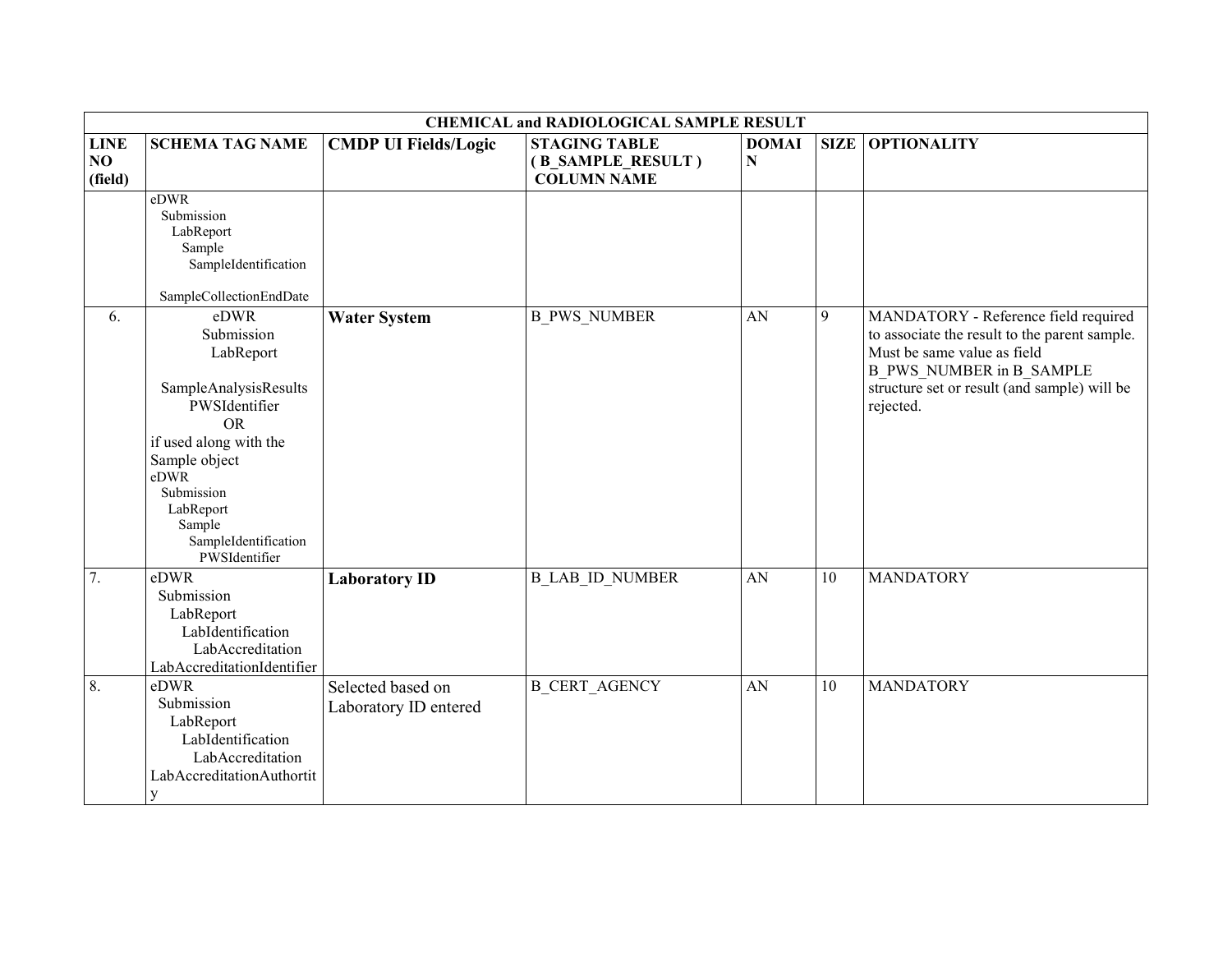| CHEMICAL and RADIOLOGICAL SAMPLE RESULT | | | | | | |
|---|---|---|---|---|---|---|
| **LINE NO (field)** | **SCHEMA TAG NAME** | **CMDP UI Fields/Logic** | **STAGING TABLE ( B_SAMPLE_RESULT ) COLUMN NAME** | **DOMAIN** | **SIZE** | **OPTIONALITY** |
| | eDWR Submission LabReport Sample SampleIdentification SampleCollectionEndDate | | | | | |
| 6. | eDWR Submission LabReport SampleAnalysisResults PWSIdentifier OR if used along with the Sample object eDWR Submission LabReport Sample SampleIdentification PWSIdentifier | **Water System** | B_PWS_NUMBER | AN | 9 | MANDATORY - Reference field required to associate the result to the parent sample. Must be same value as field B_PWS_NUMBER in B_SAMPLE structure set or result (and sample) will be rejected. |
| 7. | eDWR Submission LabReport LabIdentification LabAccreditation LabAccreditationIdentifier | **Laboratory ID** | B_LAB_ID_NUMBER | AN | 10 | MANDATORY |
| 8. | eDWR Submission LabReport LabIdentification LabAccreditation LabAccreditationAuthority | Selected based on Laboratory ID entered | B_CERT_AGENCY | AN | 10 | MANDATORY |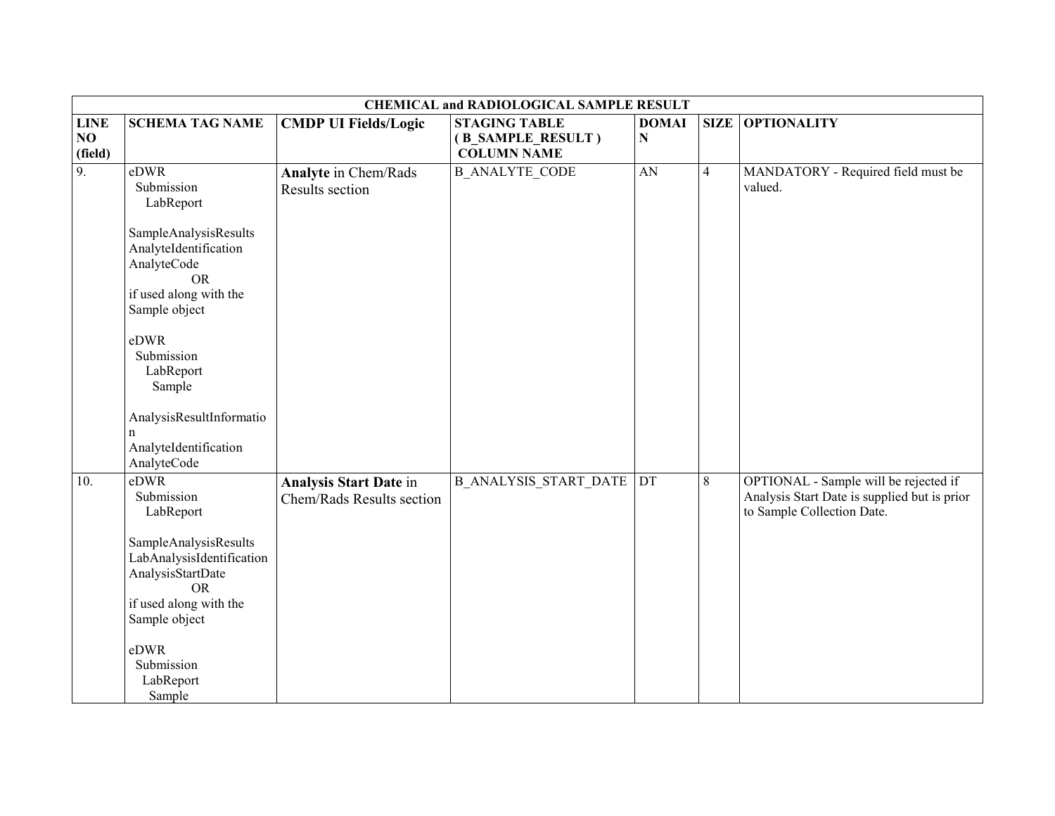| CHEMICAL and RADIOLOGICAL SAMPLE RESULT | | | | | | |
|---|---|---|---|---|---|---|
| **LINE NO (field)** | **SCHEMA TAG NAME** | **CMDP UI Fields/Logic** | **STAGING TABLE ( B_SAMPLE_RESULT ) COLUMN NAME** | **DOMAIN** | **SIZE** | **OPTIONALITY** |
| 9. | eDWR Submission LabReport<br><br>SampleAnalysisResults AnalyteIdentification AnalyteCode<br>OR<br>if used along with the Sample object<br><br>eDWR Submission LabReport Sample<br><br>AnalysisResultInformation AnalyteIdentification AnalyteCode | **Analyte** in Chem/Rads Results section | B_ANALYTE_CODE | AN | 4 | MANDATORY - Required field must be valued. |
| 10. | eDWR Submission LabReport<br><br>SampleAnalysisResults LabAnalysisIdentification AnalysisStartDate<br>OR<br>if used along with the Sample object<br><br>eDWR Submission LabReport Sample | **Analysis Start Date** in Chem/Rads Results section | B_ANALYSIS_START_DATE | DT | 8 | OPTIONAL - Sample will be rejected if Analysis Start Date is supplied but is prior to Sample Collection Date. |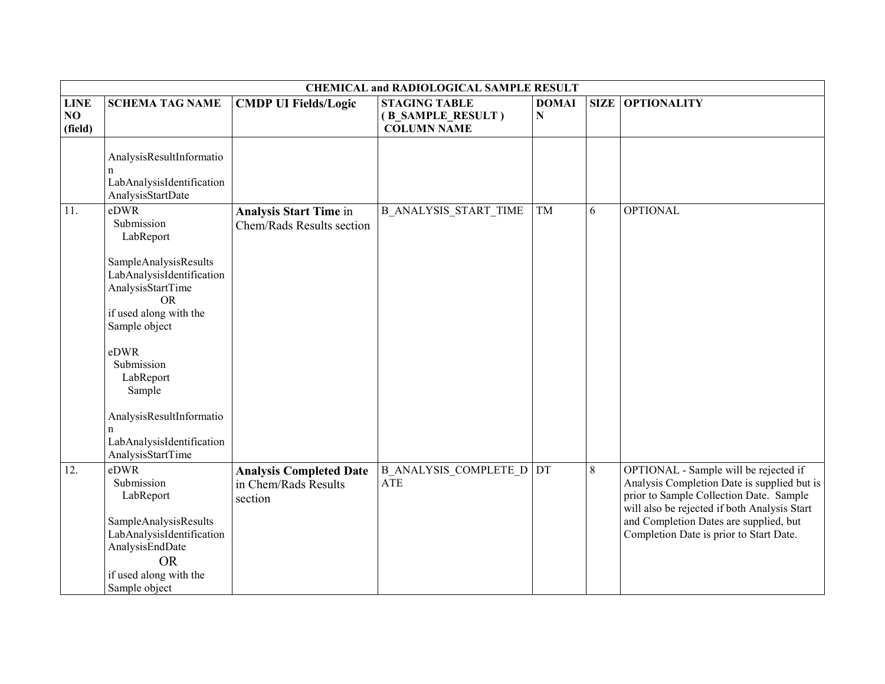| CHEMICAL and RADIOLOGICAL SAMPLE RESULT | | | | | | |
|---|---|---|---|---|---|---|
| **LINE NO (field)** | **SCHEMA TAG NAME** | **CMDP UI Fields/Logic** | **STAGING TABLE ( B_SAMPLE_RESULT ) COLUMN NAME** | **DOMAIN** | **SIZE** | **OPTIONALITY** |
| | AnalysisResultInformation LabAnalysisIdentification AnalysisStartDate | | | | | |
| 11. | eDWR Submission LabReport SampleAnalysisResults LabAnalysisIdentification AnalysisStartTime OR if used along with the Sample object eDWR Submission LabReport Sample AnalysisResultInformation LabAnalysisIdentification AnalysisStartTime | **Analysis Start Time** in Chem/Rads Results section | B_ANALYSIS_START_TIME | TM | 6 | OPTIONAL |
| 12. | eDWR Submission LabReport SampleAnalysisResults LabAnalysisIdentification AnalysisEndDate OR if used along with the Sample object | **Analysis Completed Date** in Chem/Rads Results section | B_ANALYSIS_COMPLETE_DATE | DT | 8 | OPTIONAL - Sample will be rejected if Analysis Completion Date is supplied but is prior to Sample Collection Date. Sample will also be rejected if both Analysis Start and Completion Dates are supplied, but Completion Date is prior to Start Date. |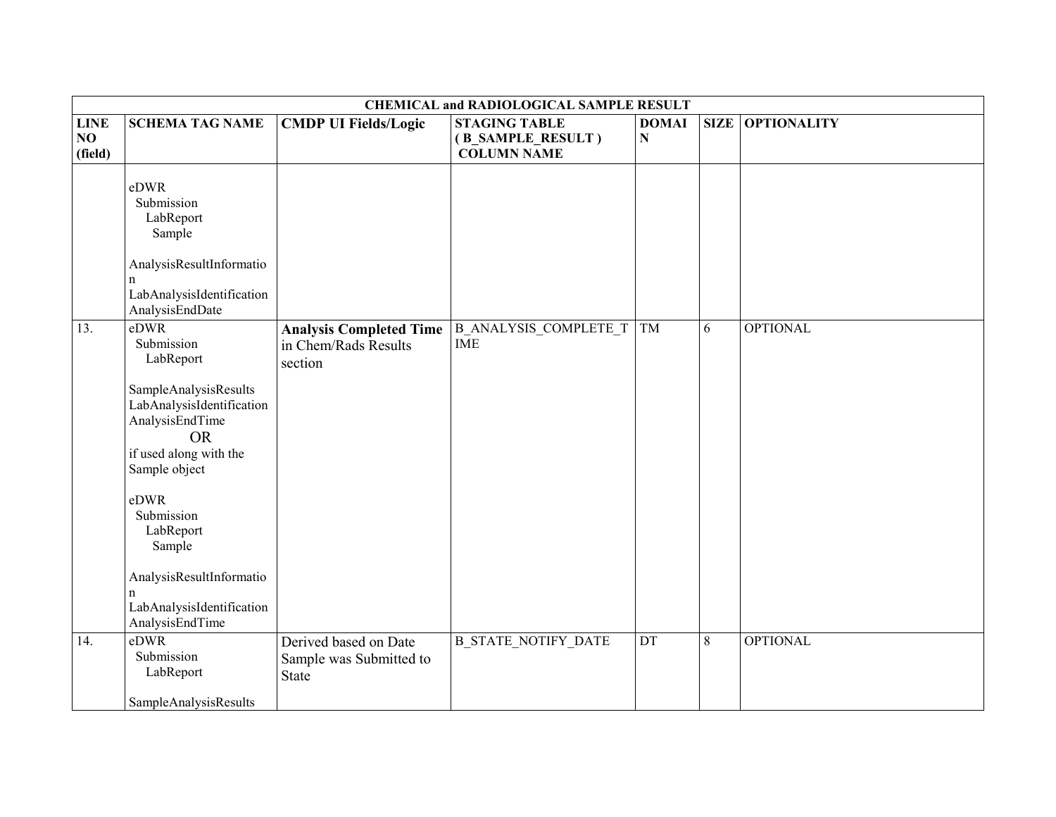| CHEMICAL and RADIOLOGICAL SAMPLE RESULT | | | | | | |
|---|---|---|---|---|---|---|
| **LINE NO (field)** | **SCHEMA TAG NAME** | **CMDP UI Fields/Logic** | **STAGING TABLE ( B_SAMPLE_RESULT ) COLUMN NAME** | **DOMAIN** | **SIZE** | **OPTIONALITY** |
| | eDWR Submission LabReport Sample AnalysisResultInformation LabAnalysisIdentification AnalysisEndDate | | | | | |
| 13. | eDWR Submission LabReport SampleAnalysisResults LabAnalysisIdentification AnalysisEndTime OR if used along with the Sample object eDWR Submission LabReport Sample AnalysisResultInformation LabAnalysisIdentification AnalysisEndTime | **Analysis Completed Time** in Chem/Rads Results section | B_ANALYSIS_COMPLETE_TIME | TM | 6 | OPTIONAL |
| 14. | eDWR Submission LabReport SampleAnalysisResults | Derived based on Date Sample was Submitted to State | B_STATE_NOTIFY_DATE | DT | 8 | OPTIONAL |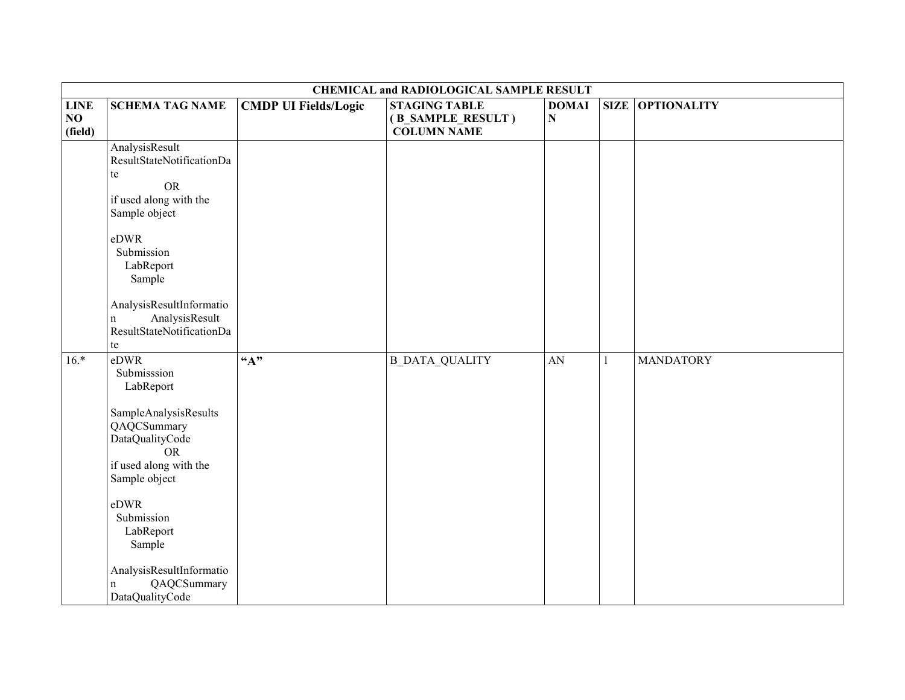| CHEMICAL and RADIOLOGICAL SAMPLE RESULT | | | | | | |
|---|---|---|---|---|---|---|
| **LINE NO (field)** | **SCHEMA TAG NAME** | **CMDP UI Fields/Logic** | **STAGING TABLE ( B_SAMPLE_RESULT ) COLUMN NAME** | **DOMAIN** | **SIZE** | **OPTIONALITY** |
| | AnalysisResult ResultStateNotificationDate<br>OR<br>if used along with the Sample object<br><br>eDWR<br>Submission<br>LabReport<br>Sample<br><br>AnalysisResultInformation AnalysisResult ResultStateNotificationDate | | | | | |
| 16.* | eDWR<br>Submisssion<br>LabReport<br><br>SampleAnalysisResults<br>QAQCSummary<br>DataQualityCode<br>OR<br>if used along with the Sample object<br><br>eDWR<br>Submission<br>LabReport<br>Sample<br><br>AnalysisResultInformation QAQCSummary DataQualityCode | **"A"** | B_DATA_QUALITY | AN | 1 | MANDATORY |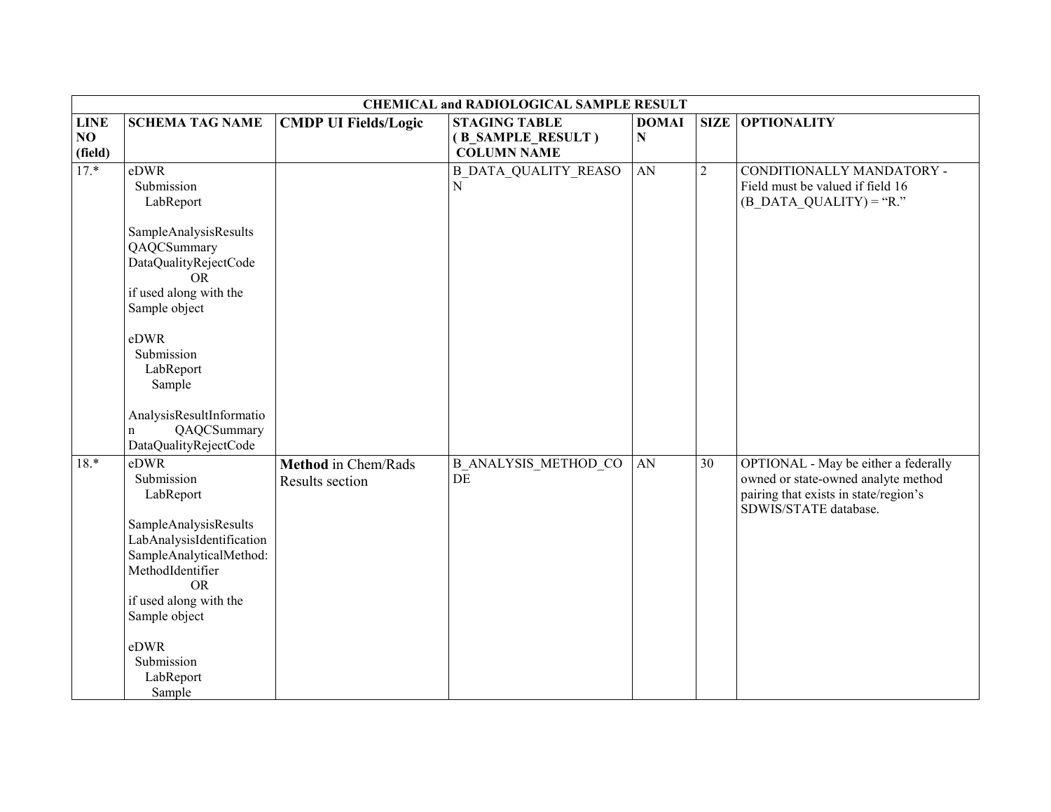| CHEMICAL and RADIOLOGICAL SAMPLE RESULT | | | | | | |
|---|---|---|---|---|---|---|
| **LINE NO (field)** | **SCHEMA TAG NAME** | **CMDP UI Fields/Logic** | **STAGING TABLE ( B_SAMPLE_RESULT ) COLUMN NAME** | **DOMAIN** | **SIZE** | **OPTIONALITY** |
| 17.* | eDWR Submission LabReport SampleAnalysisResults QAQCSummary DataQualityRejectCode OR if used along with the Sample object eDWR Submission LabReport Sample AnalysisResultInformation QAQCSummary DataQualityRejectCode | | B_DATA_QUALITY_REASON | AN | 2 | CONDITIONALLY MANDATORY - Field must be valued if field 16 (B_DATA_QUALITY) = "R." |
| 18.* | eDWR Submission LabReport SampleAnalysisResults LabAnalysisIdentification SampleAnalyticalMethod: MethodIdentifier OR if used along with the Sample object eDWR Submission LabReport Sample | **Method** in Chem/Rads Results section | B_ANALYSIS_METHOD_CODE | AN | 30 | OPTIONAL - May be either a federally owned or state-owned analyte method pairing that exists in state/region's SDWIS/STATE database. |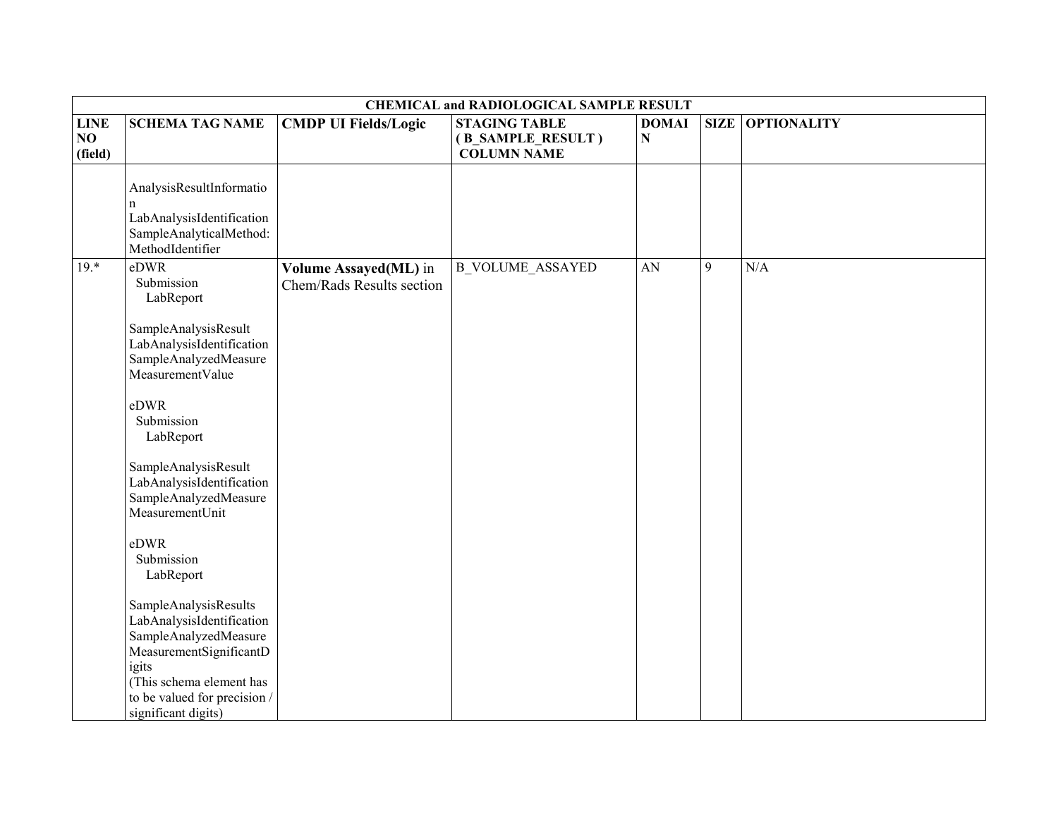| CHEMICAL and RADIOLOGICAL SAMPLE RESULT | | | | | | |
|---|---|---|---|---|---|---|
| **LINE NO (field)** | **SCHEMA TAG NAME** | **CMDP UI Fields/Logic** | **STAGING TABLE ( B_SAMPLE_RESULT ) COLUMN NAME** | **DOMAIN** | **SIZE** | **OPTIONALITY** |
| | AnalysisResultInformation LabAnalysisIdentification SampleAnalyticalMethod: MethodIdentifier | | | | | |
| 19.* | eDWR Submission LabReport<br><br>SampleAnalysisResult LabAnalysisIdentification SampleAnalyzedMeasure MeasurementValue<br><br>eDWR Submission LabReport<br><br>SampleAnalysisResult LabAnalysisIdentification SampleAnalyzedMeasure MeasurementUnit<br><br>eDWR Submission LabReport<br><br>SampleAnalysisResults LabAnalysisIdentification SampleAnalyzedMeasure MeasurementSignificantDigits<br>(This schema element has to be valued for precision / significant digits) | **Volume Assayed(ML)** in Chem/Rads Results section | B_VOLUME_ASSAYED | AN | 9 | N/A |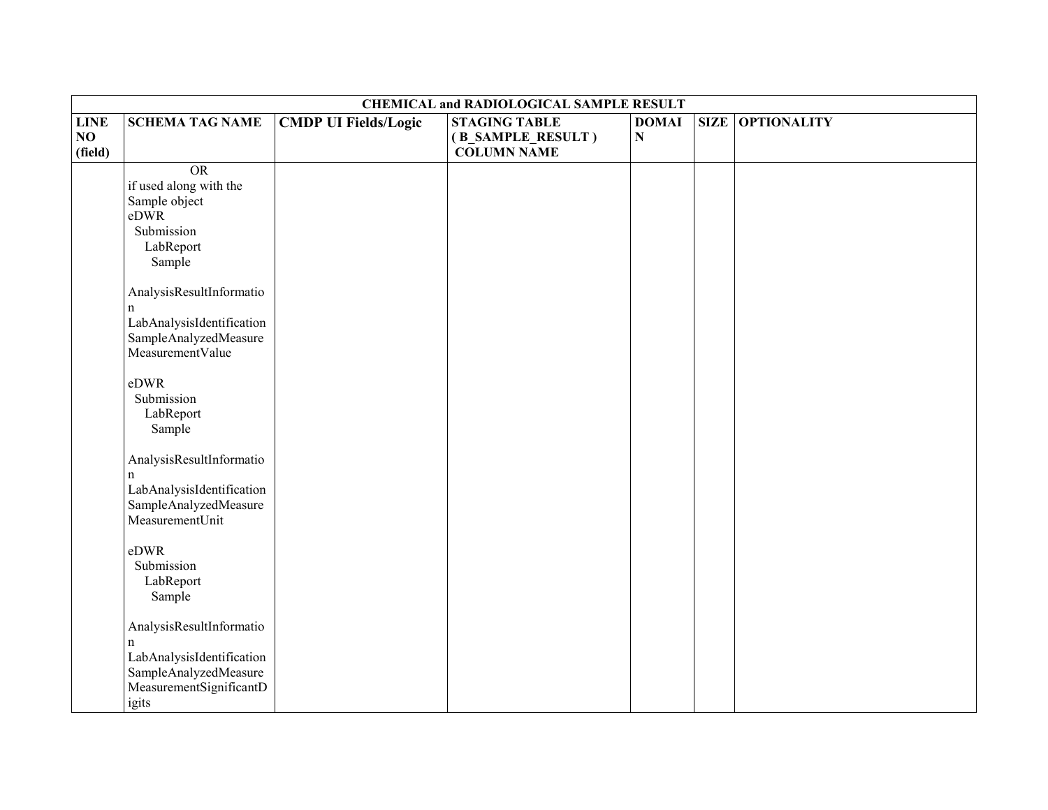| CHEMICAL and RADIOLOGICAL SAMPLE RESULT | | | | | | |
|---|---|---|---|---|---|---|
| LINE NO (field) | SCHEMA TAG NAME | CMDP UI Fields/Logic | STAGING TABLE ( B_SAMPLE_RESULT ) COLUMN NAME | DOMAIN | SIZE | OPTIONALITY |
| | OR<br>if used along with the Sample object<br>eDWR<br>Submission<br>LabReport<br>Sample<br><br>AnalysisResultInformation<br>LabAnalysisIdentification<br>SampleAnalyzedMeasure<br>MeasurementValue<br><br>eDWR<br>Submission<br>LabReport<br>Sample<br><br>AnalysisResultInformation<br>LabAnalysisIdentification<br>SampleAnalyzedMeasure<br>MeasurementUnit<br><br>eDWR<br>Submission<br>LabReport<br>Sample<br><br>AnalysisResultInformation<br>LabAnalysisIdentification<br>SampleAnalyzedMeasure<br>MeasurementSignificantDigits | | | | | |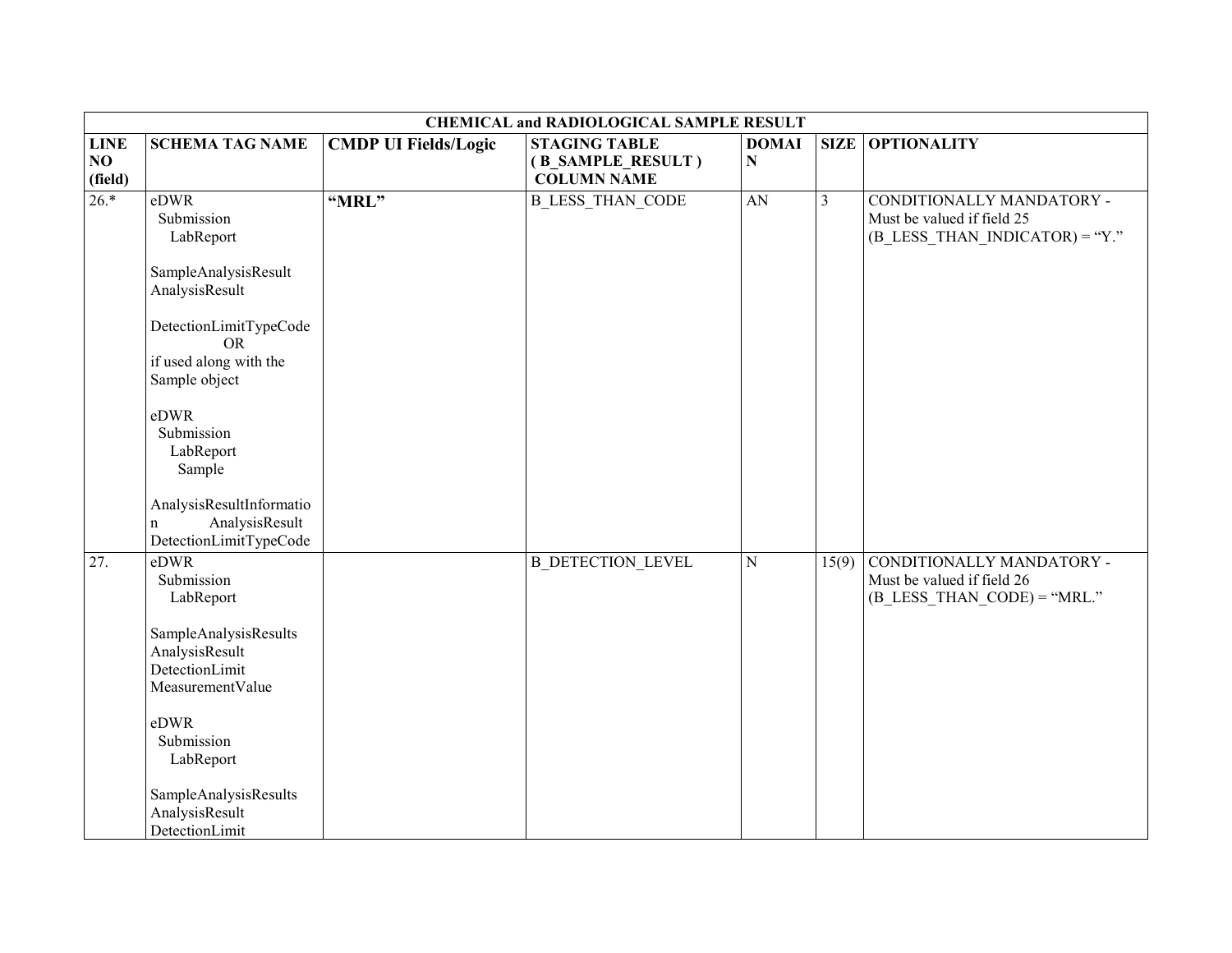| CHEMICAL and RADIOLOGICAL SAMPLE RESULT | | | | | | |
|---|---|---|---|---|---|---|
| **LINE NO (field)** | **SCHEMA TAG NAME** | **CMDP UI Fields/Logic** | **STAGING TABLE ( B_SAMPLE_RESULT ) COLUMN NAME** | **DOMAIN** | **SIZE** | **OPTIONALITY** |
| 26.* | eDWR Submission LabReport SampleAnalysisResult AnalysisResult DetectionLimitTypeCode OR if used along with the Sample object eDWR Submission LabReport Sample AnalysisResultInformation AnalysisResult DetectionLimitTypeCode | **"MRL"** | B_LESS_THAN_CODE | AN | 3 | CONDITIONALLY MANDATORY - Must be valued if field 25 (B_LESS_THAN_INDICATOR) = "Y." |
| 27. | eDWR Submission LabReport SampleAnalysisResults AnalysisResult DetectionLimit MeasurementValue eDWR Submission LabReport SampleAnalysisResults AnalysisResult DetectionLimit | | B_DETECTION_LEVEL | N | 15(9) | CONDITIONALLY MANDATORY - Must be valued if field 26 (B_LESS_THAN_CODE) = "MRL." |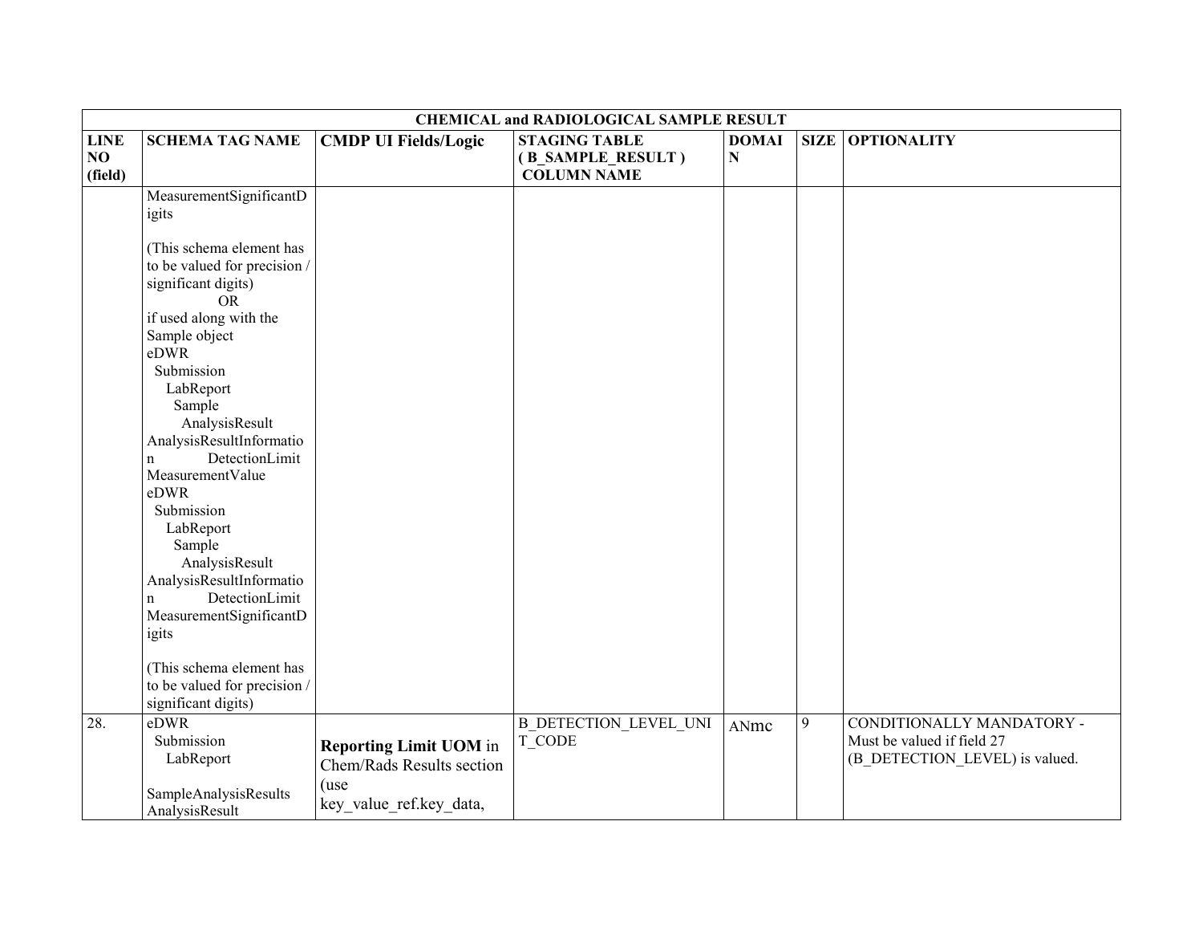| CHEMICAL and RADIOLOGICAL SAMPLE RESULT | | | | | | |
|---|---|---|---|---|---|---|
| **LINE NO (field)** | **SCHEMA TAG NAME** | **CMDP UI Fields/Logic** | **STAGING TABLE ( B_SAMPLE_RESULT ) COLUMN NAME** | **DOMAIN** | **SIZE** | **OPTIONALITY** |
| | MeasurementSignificantDigits<br><br>(This schema element has to be valued for precision / significant digits)<br>OR<br>if used along with the Sample object<br>eDWR<br>Submission<br>LabReport<br>Sample<br>AnalysisResult<br>AnalysisResultInformation DetectionLimit<br>MeasurementValue<br>eDWR<br>Submission<br>LabReport<br>Sample<br>AnalysisResult<br>AnalysisResultInformation DetectionLimit<br>MeasurementSignificantDigits<br><br>(This schema element has to be valued for precision / significant digits) | | | | | |
| 28. | eDWR<br>Submission<br>LabReport<br><br>SampleAnalysisResults<br>AnalysisResult | **Reporting Limit UOM** in Chem/Rads Results section (use key_value_ref.key_data, | B_DETECTION_LEVEL_UNIT_CODE | ANmc | 9 | CONDITIONALLY MANDATORY - Must be valued if field 27 (B_DETECTION_LEVEL) is valued. |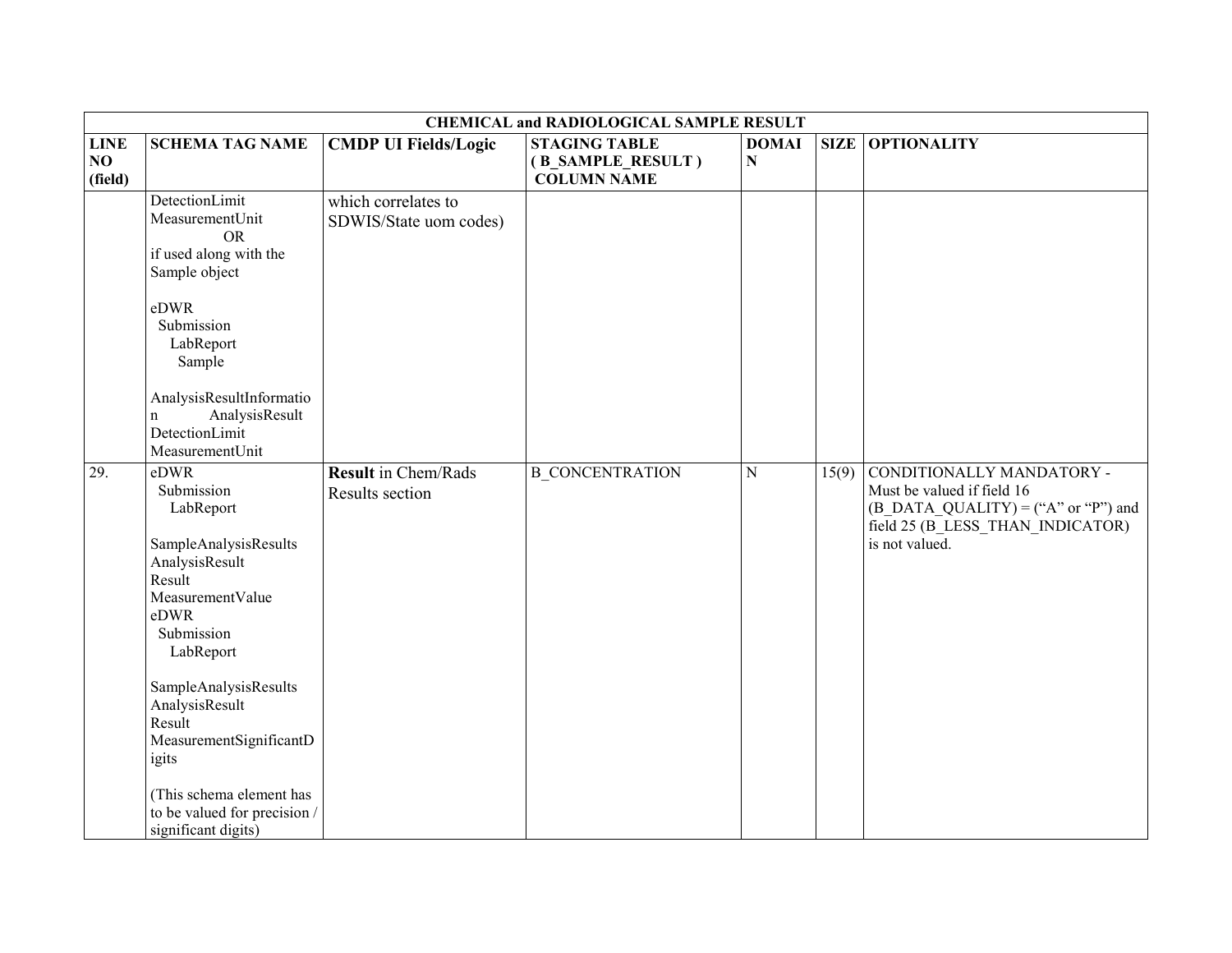| CHEMICAL and RADIOLOGICAL SAMPLE RESULT | | | | | | |
|---|---|---|---|---|---|---|
| LINE NO (field) | SCHEMA TAG NAME | CMDP UI Fields/Logic | STAGING TABLE ( B_SAMPLE_RESULT ) COLUMN NAME | DOMAIN | SIZE | OPTIONALITY |
| | DetectionLimit MeasurementUnit OR if used along with the Sample object<br><br>eDWR Submission LabReport Sample<br><br>AnalysisResultInformation AnalysisResult DetectionLimit MeasurementUnit | which correlates to SDWIS/State uom codes) | | | | |
| 29. | eDWR Submission LabReport<br><br>SampleAnalysisResults AnalysisResult Result MeasurementValue eDWR Submission LabReport<br><br>SampleAnalysisResults AnalysisResult Result MeasurementSignificantDigits<br><br>(This schema element has to be valued for precision / significant digits) | **Result** in Chem/Rads Results section | B_CONCENTRATION | N | 15(9) | CONDITIONALLY MANDATORY - Must be valued if field 16 (B_DATA_QUALITY) = ("A" or "P") and field 25 (B_LESS_THAN_INDICATOR) is not valued. |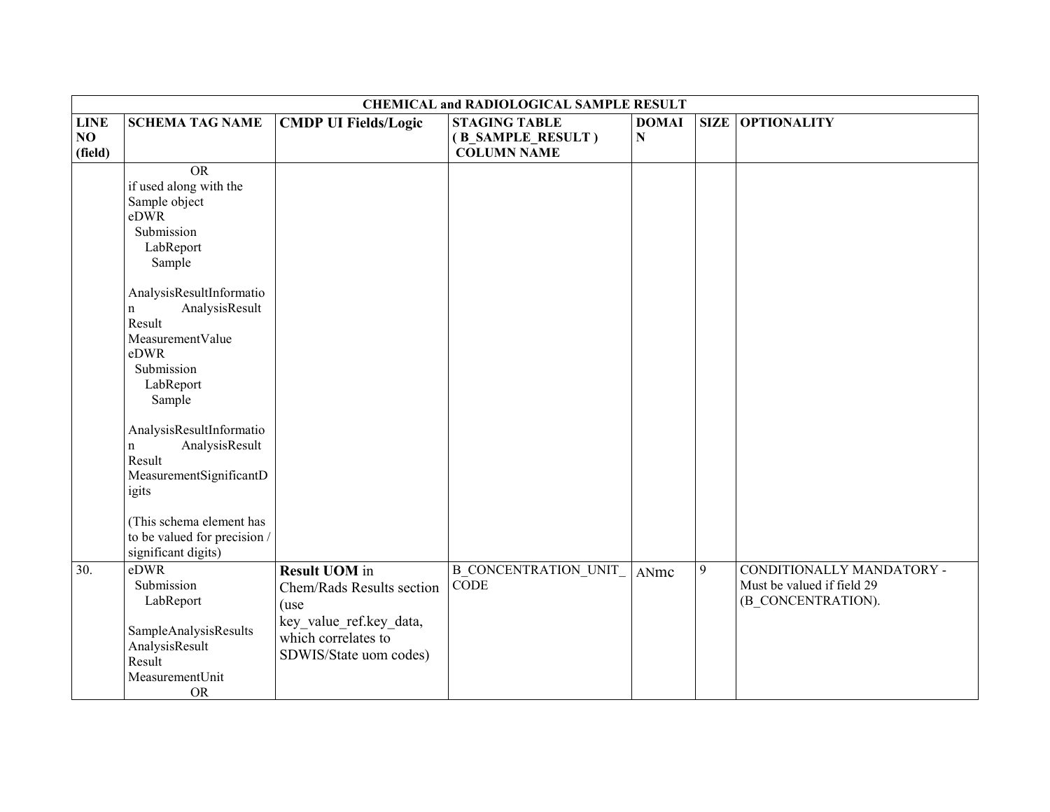| CHEMICAL and RADIOLOGICAL SAMPLE RESULT | | | | | | |
|---|---|---|---|---|---|---|
| **LINE NO (field)** | **SCHEMA TAG NAME** | **CMDP UI Fields/Logic** | **STAGING TABLE ( B_SAMPLE_RESULT ) COLUMN NAME** | **DOMAIN** | **SIZE** | **OPTIONALITY** |
| | OR<br>if used along with the Sample object<br>eDWR<br>Submission<br>LabReport<br>Sample<br><br>AnalysisResultInformation AnalysisResult<br>Result<br>MeasurementValue<br>eDWR<br>Submission<br>LabReport<br>Sample<br><br>AnalysisResultInformation AnalysisResult<br>Result<br>MeasurementSignificantDigits<br><br>(This schema element has to be valued for precision / significant digits) | | | | | |
| 30. | eDWR<br>Submission<br>LabReport<br><br>SampleAnalysisResults<br>AnalysisResult<br>Result<br>MeasurementUnit<br>OR | **Result UOM** in Chem/Rads Results section (use key_value_ref.key_data, which correlates to SDWIS/State uom codes) | B_CONCENTRATION_UNIT_CODE | ANmc | 9 | CONDITIONALLY MANDATORY - Must be valued if field 29 (B_CONCENTRATION). |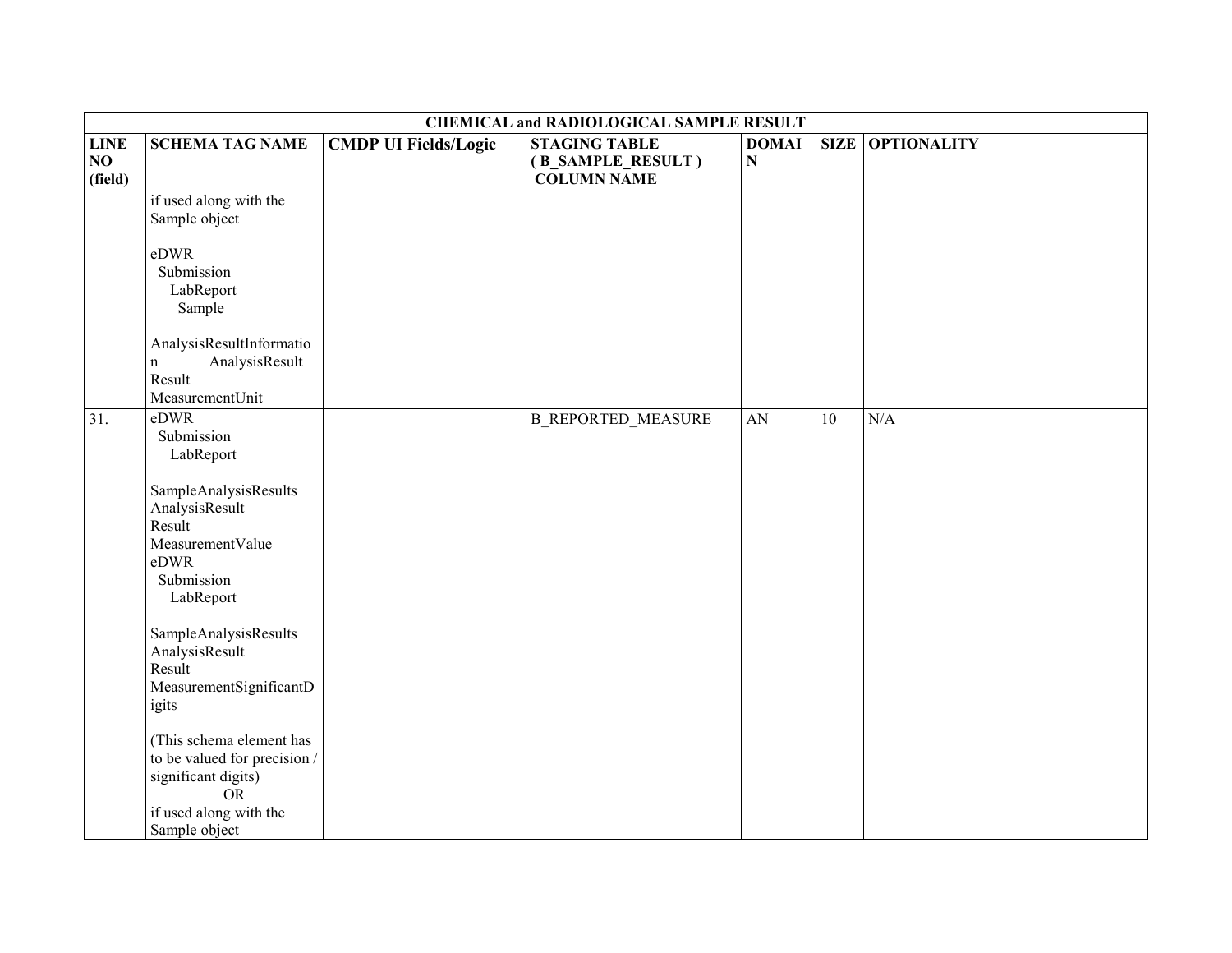| CHEMICAL and RADIOLOGICAL SAMPLE RESULT | | | | | | |
|---|---|---|---|---|---|---|
| **LINE NO (field)** | **SCHEMA TAG NAME** | **CMDP UI Fields/Logic** | **STAGING TABLE ( B_SAMPLE_RESULT ) COLUMN NAME** | **DOMAIN** | **SIZE** | **OPTIONALITY** |
| | if used along with the Sample object<br><br>eDWR<br>Submission<br>LabReport<br>Sample<br><br>AnalysisResultInformation AnalysisResult<br>Result<br>MeasurementUnit | | | | | |
| 31. | eDWR<br>Submission<br>LabReport<br><br>SampleAnalysisResults<br>AnalysisResult<br>Result<br>MeasurementValue<br>eDWR<br>Submission<br>LabReport<br><br>SampleAnalysisResults<br>AnalysisResult<br>Result<br>MeasurementSignificantDigits<br><br>(This schema element has to be valued for precision / significant digits)<br>OR<br>if used along with the Sample object | | B_REPORTED_MEASURE | AN | 10 | N/A |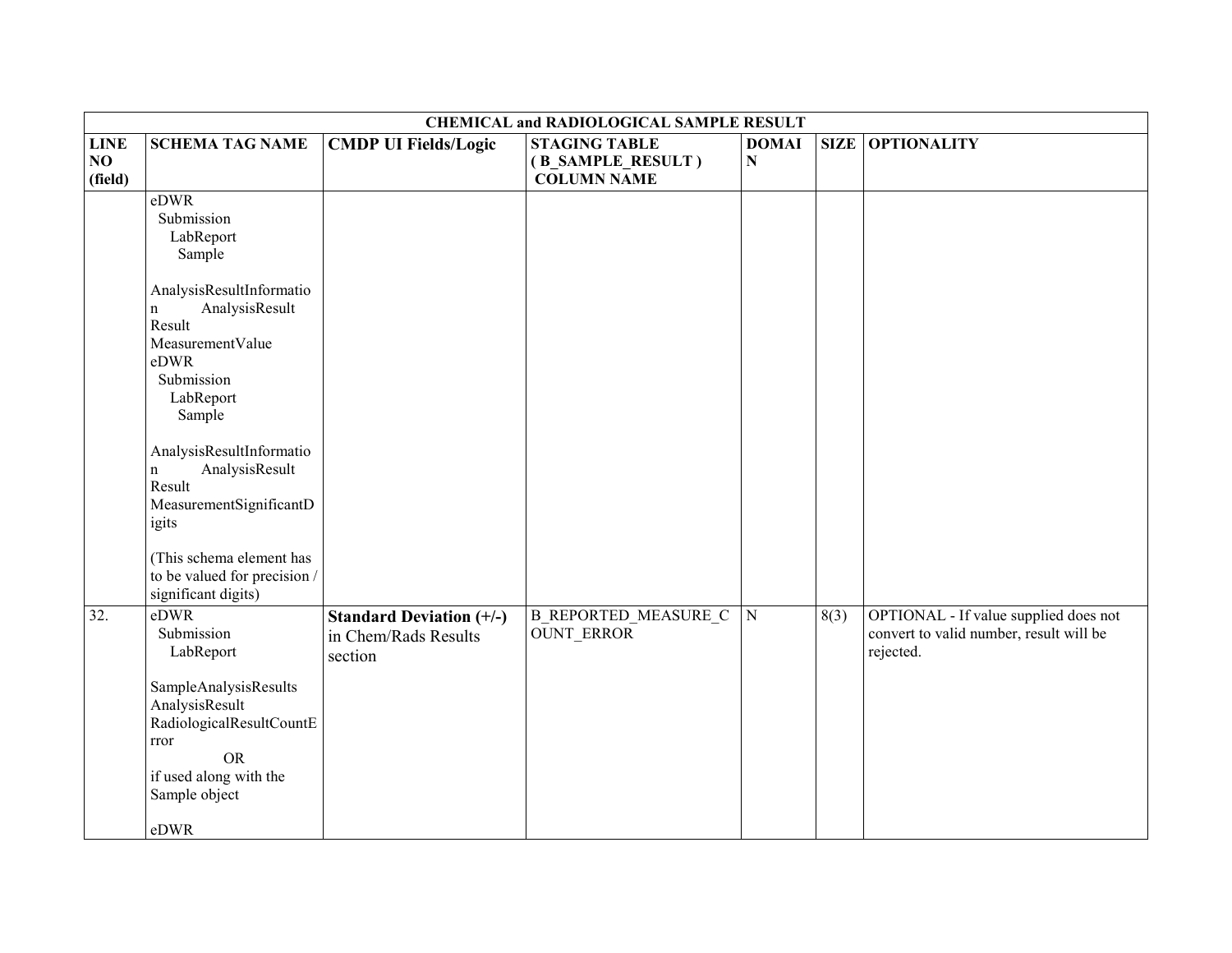| CHEMICAL and RADIOLOGICAL SAMPLE RESULT | | | | | | |
|---|---|---|---|---|---|---|
| **LINE NO (field)** | **SCHEMA TAG NAME** | **CMDP UI Fields/Logic** | **STAGING TABLE ( B_SAMPLE_RESULT ) COLUMN NAME** | **DOMAIN** | **SIZE** | **OPTIONALITY** |
| | eDWR Submission LabReport Sample AnalysisResultInformation AnalysisResult Result MeasurementValue eDWR Submission LabReport Sample AnalysisResultInformation AnalysisResult Result MeasurementSignificantDigits (This schema element has to be valued for precision / significant digits) | | | | | |
| 32. | eDWR Submission LabReport SampleAnalysisResults AnalysisResult RadiologicalResultCountError OR if used along with the Sample object eDWR | **Standard Deviation (+/-)** in Chem/Rads Results section | B_REPORTED_MEASURE_COUNT_ERROR | N | 8(3) | OPTIONAL - If value supplied does not convert to valid number, result will be rejected. |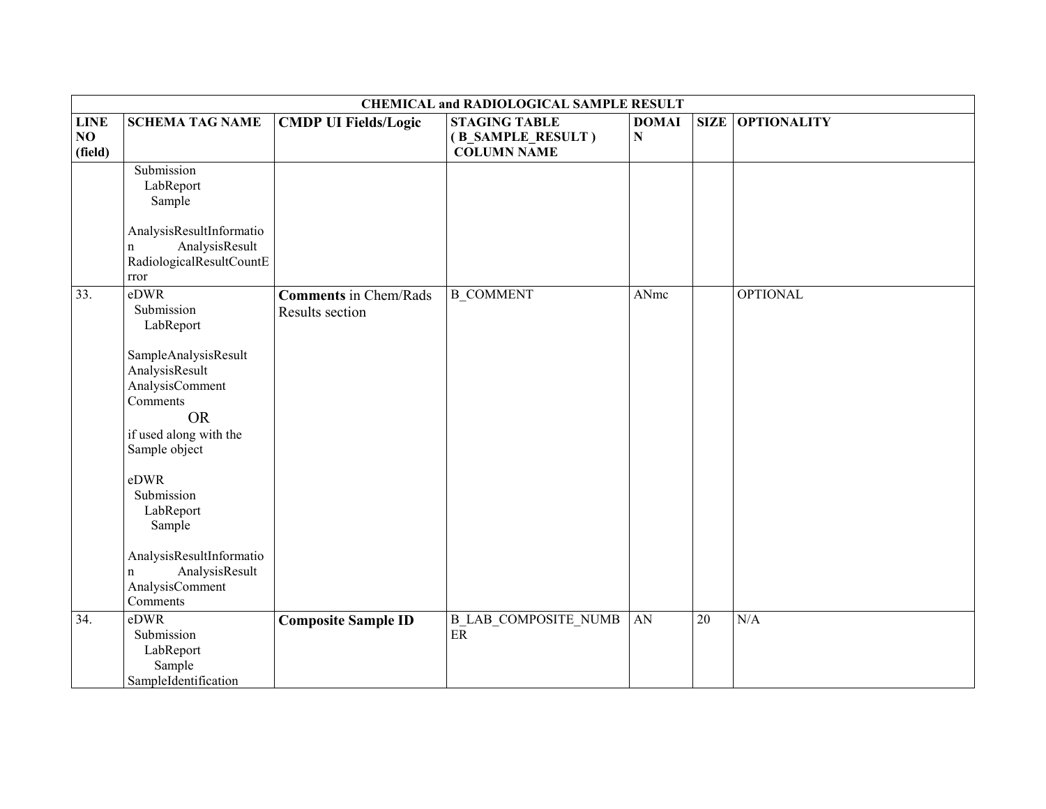| CHEMICAL and RADIOLOGICAL SAMPLE RESULT | | | | | | |
|---|---|---|---|---|---|---|
| LINE NO (field) | SCHEMA TAG NAME | CMDP UI Fields/Logic | STAGING TABLE ( B_SAMPLE_RESULT ) COLUMN NAME | DOMAIN | SIZE | OPTIONALITY |
| | Submission LabReport Sample AnalysisResultInformation AnalysisResult RadiologicalResultCountError | | | | | |
| 33. | eDWR Submission LabReport SampleAnalysisResult AnalysisResult AnalysisComment Comments OR if used along with the Sample object eDWR Submission LabReport Sample AnalysisResultInformation AnalysisResult AnalysisComment Comments | **Comments** in Chem/Rads Results section | B_COMMENT | ANmc | | OPTIONAL |
| 34. | eDWR Submission LabReport Sample SampleIdentification | **Composite Sample ID** | B_LAB_COMPOSITE_NUMBER | AN | 20 | N/A |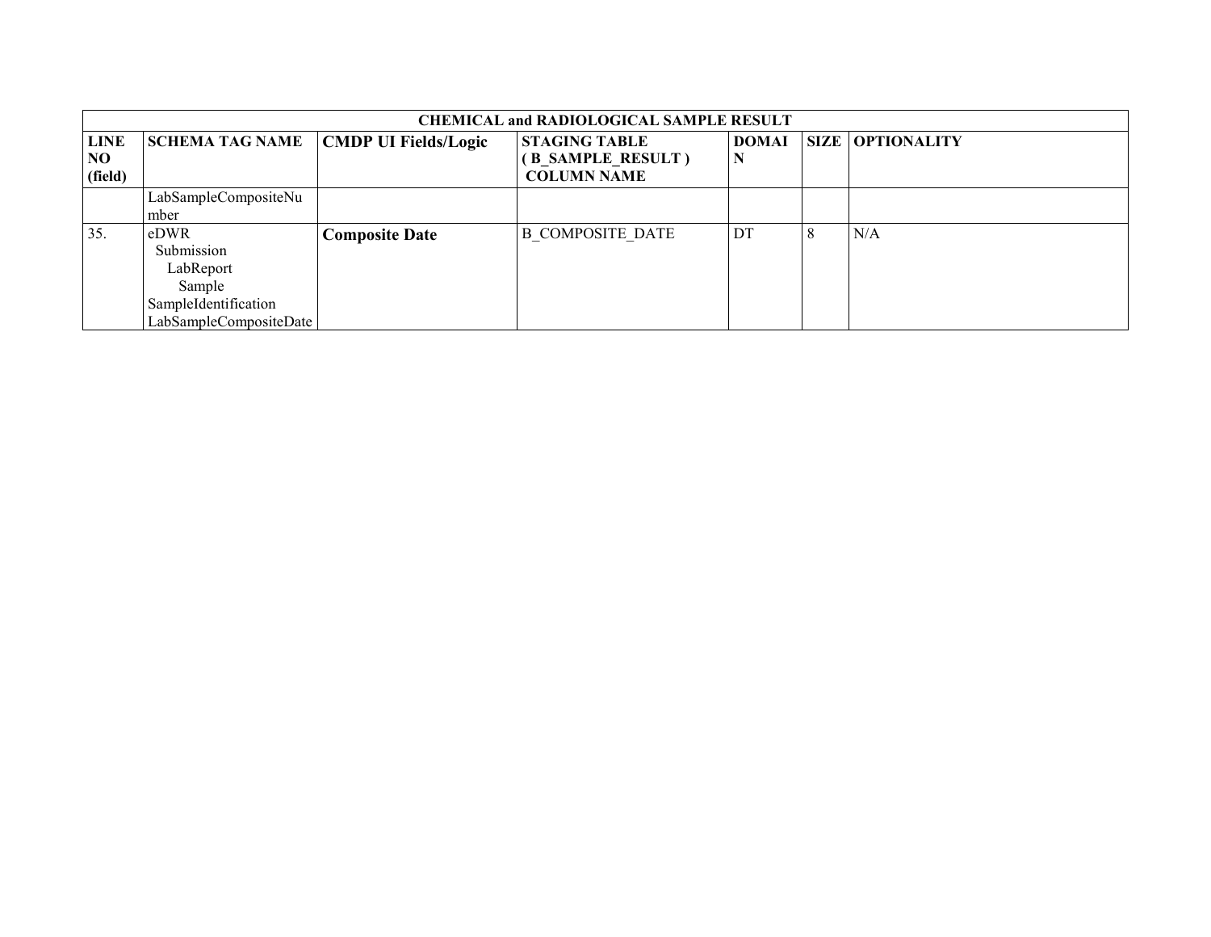| CHEMICAL and RADIOLOGICAL SAMPLE RESULT | | | | | | |
|---|---|---|---|---|---|---|
| **LINE NO (field)** | **SCHEMA TAG NAME** | **CMDP UI Fields/Logic** | **STAGING TABLE ( B_SAMPLE_RESULT ) COLUMN NAME** | **DOMAIN** | **SIZE** | **OPTIONALITY** |
| | LabSampleCompositeNumber | | | | | |
| 35. | eDWR Submission LabReport Sample SampleIdentification LabSampleCompositeDate | **Composite Date** | B_COMPOSITE_DATE | DT | 8 | N/A |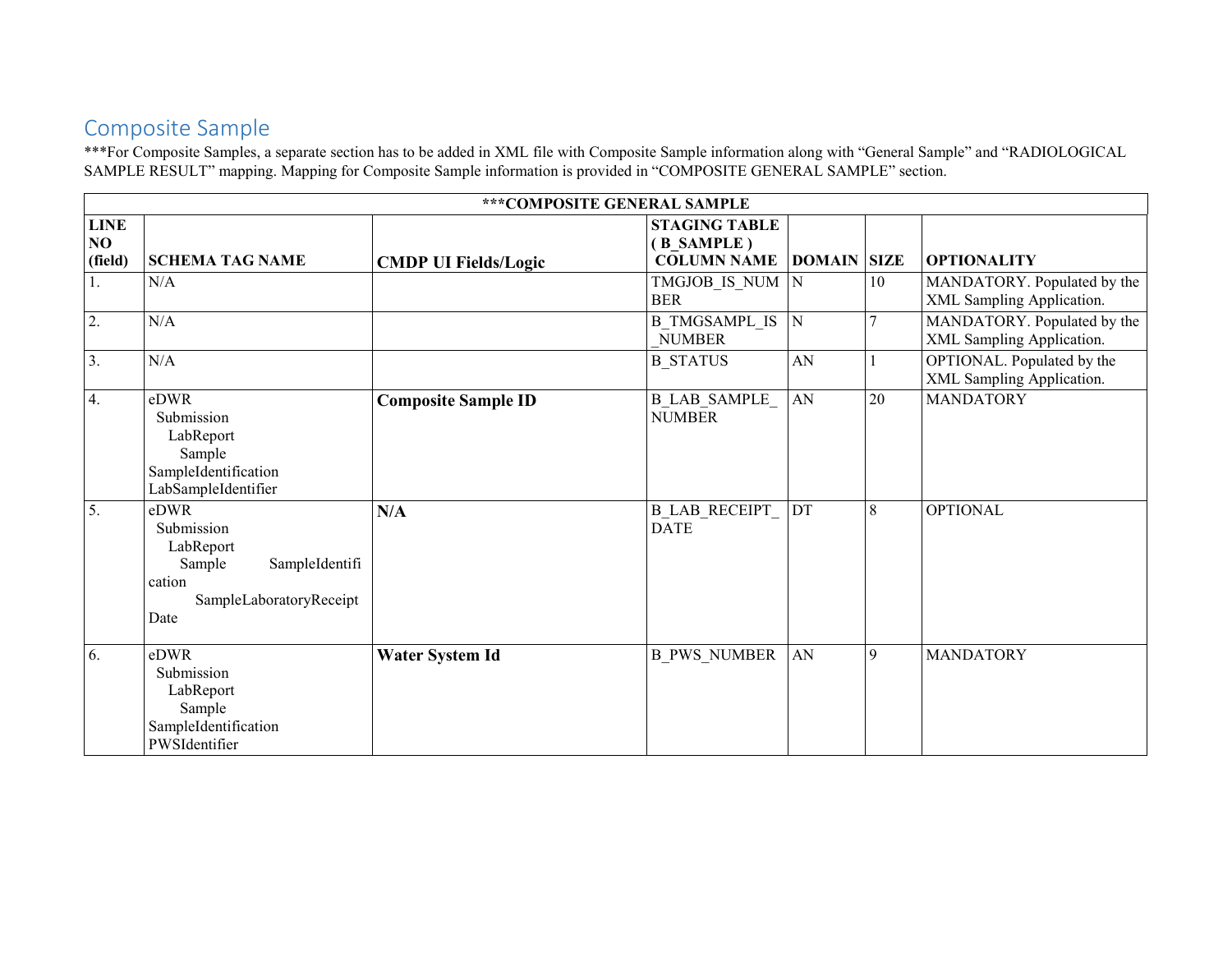## Composite Sample

***For Composite Samples, a separate section has to be added in XML file with Composite Sample information along with "General Sample" and "RADIOLOGICAL SAMPLE RESULT" mapping. Mapping for Composite Sample information is provided in "COMPOSITE GENERAL SAMPLE" section.

| ***COMPOSITE GENERAL SAMPLE | | | | | | |
|---|---|---|---|---|---|---|
| **LINE NO (field)** | **SCHEMA TAG NAME** | **CMDP UI Fields/Logic** | **STAGING TABLE ( B_SAMPLE ) COLUMN NAME** | **DOMAIN** | **SIZE** | **OPTIONALITY** |
| 1. | N/A | | TMGJOB_IS_NUMBER | N | 10 | MANDATORY. Populated by the XML Sampling Application. |
| 2. | N/A | | B_TMGSAMPL_IS_NUMBER | N | 7 | MANDATORY. Populated by the XML Sampling Application. |
| 3. | N/A | | B_STATUS | AN | 1 | OPTIONAL. Populated by the XML Sampling Application. |
| 4. | eDWR Submission LabReport Sample SampleIdentification LabSampleIdentifier | **Composite Sample ID** | B_LAB_SAMPLE_NUMBER | AN | 20 | MANDATORY |
| 5. | eDWR Submission LabReport Sample SampleIdentification SampleLaboratoryReceiptDate | **N/A** | B_LAB_RECEIPT_DATE | DT | 8 | OPTIONAL |
| 6. | eDWR Submission LabReport Sample SampleIdentification PWSIdentifier | **Water System Id** | B_PWS_NUMBER | AN | 9 | MANDATORY |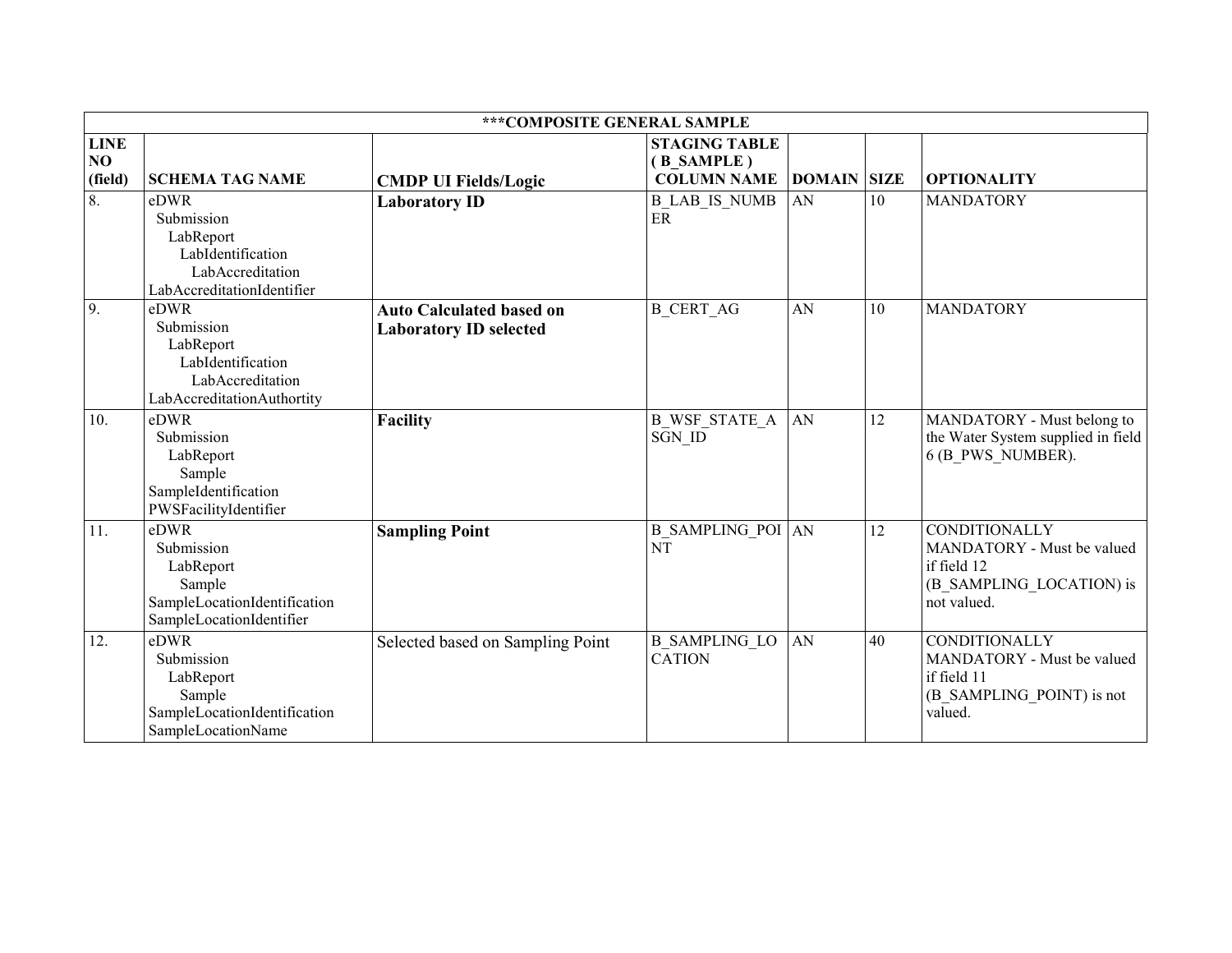| ***COMPOSITE GENERAL SAMPLE | | | | | | |
|---|---|---|---|---|---|---|
| **LINE NO (field)** | **SCHEMA TAG NAME** | **CMDP UI Fields/Logic** | **STAGING TABLE ( B_SAMPLE ) COLUMN NAME** | **DOMAIN** | **SIZE** | **OPTIONALITY** |
| 8. | eDWR Submission LabReport LabIdentification LabAccreditation LabAccreditationIdentifier | **Laboratory ID** | B_LAB_IS_NUMBER | AN | 10 | MANDATORY |
| 9. | eDWR Submission LabReport LabIdentification LabAccreditation LabAccreditationAuthortity | **Auto Calculated based on Laboratory ID selected** | B_CERT_AG | AN | 10 | MANDATORY |
| 10. | eDWR Submission LabReport Sample SampleIdentification PWSFacilityIdentifier | **Facility** | B_WSF_STATE_ASGN_ID | AN | 12 | MANDATORY - Must belong to the Water System supplied in field 6 (B_PWS_NUMBER). |
| 11. | eDWR Submission LabReport Sample SampleLocationIdentification SampleLocationIdentifier | **Sampling Point** | B_SAMPLING_POINT | AN | 12 | CONDITIONALLY MANDATORY - Must be valued if field 12 (B_SAMPLING_LOCATION) is not valued. |
| 12. | eDWR Submission LabReport Sample SampleLocationIdentification SampleLocationName | Selected based on Sampling Point | B_SAMPLING_LOCATION | AN | 40 | CONDITIONALLY MANDATORY - Must be valued if field 11 (B_SAMPLING_POINT) is not valued. |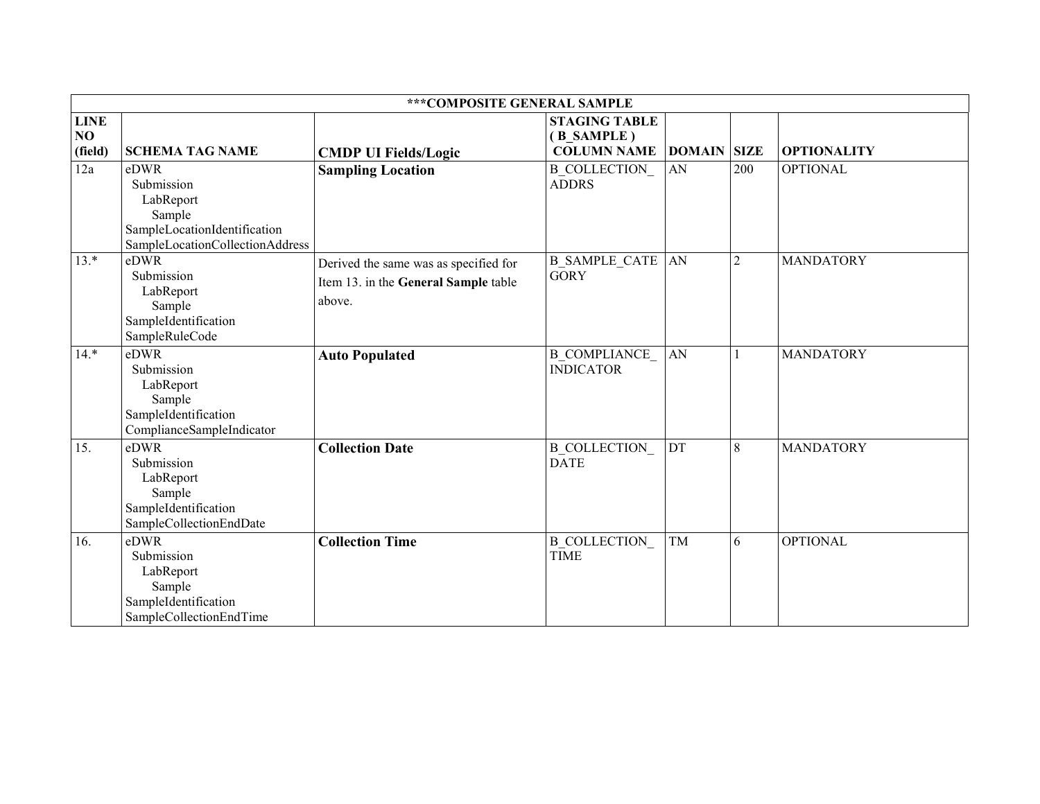| ***COMPOSITE GENERAL SAMPLE | | | | | | |
|---|---|---|---|---|---|---|
| **LINE NO (field)** | **SCHEMA TAG NAME** | **CMDP UI Fields/Logic** | **STAGING TABLE ( B_SAMPLE ) COLUMN NAME** | **DOMAIN** | **SIZE** | **OPTIONALITY** |
| 12a | eDWR Submission LabReport Sample SampleLocationIdentification SampleLocationCollectionAddress | **Sampling Location** | B_COLLECTION_ ADDRS | AN | 200 | OPTIONAL |
| 13.* | eDWR Submission LabReport Sample SampleIdentification SampleRuleCode | Derived the same was as specified for Item 13. in the **General Sample** table above. | B_SAMPLE_CATE GORY | AN | 2 | MANDATORY |
| 14.* | eDWR Submission LabReport Sample SampleIdentification ComplianceSampleIndicator | **Auto Populated** | B_COMPLIANCE_ INDICATOR | AN | 1 | MANDATORY |
| 15. | eDWR Submission LabReport Sample SampleIdentification SampleCollectionEndDate | **Collection Date** | B_COLLECTION_ DATE | DT | 8 | MANDATORY |
| 16. | eDWR Submission LabReport Sample SampleIdentification SampleCollectionEndTime | **Collection Time** | B_COLLECTION_ TIME | TM | 6 | OPTIONAL |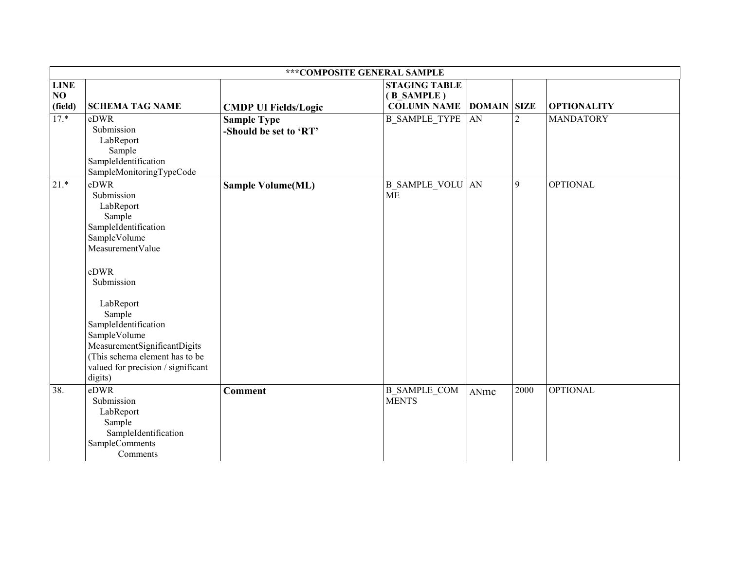| ***COMPOSITE GENERAL SAMPLE | | | | | | |
|---|---|---|---|---|---|---|
| **LINE NO (field)** | **SCHEMA TAG NAME** | **CMDP UI Fields/Logic** | **STAGING TABLE ( B_SAMPLE ) COLUMN NAME** | **DOMAIN** | **SIZE** | **OPTIONALITY** |
| 17.* | eDWR Submission LabReport Sample SampleIdentification SampleMonitoringTypeCode | **Sample Type** **-Should be set to 'RT'** | B_SAMPLE_TYPE | AN | 2 | MANDATORY |
| 21.* | eDWR Submission LabReport Sample SampleIdentification SampleVolume MeasurementValue<br><br>eDWR Submission<br><br>LabReport Sample SampleIdentification SampleVolume MeasurementSignificantDigits (This schema element has to be valued for precision / significant digits) | **Sample Volume(ML)** | B_SAMPLE_VOLUME | AN | 9 | OPTIONAL |
| 38. | eDWR Submission LabReport Sample SampleIdentification SampleComments Comments | **Comment** | B_SAMPLE_COMMENTS | ANmc | 2000 | OPTIONAL |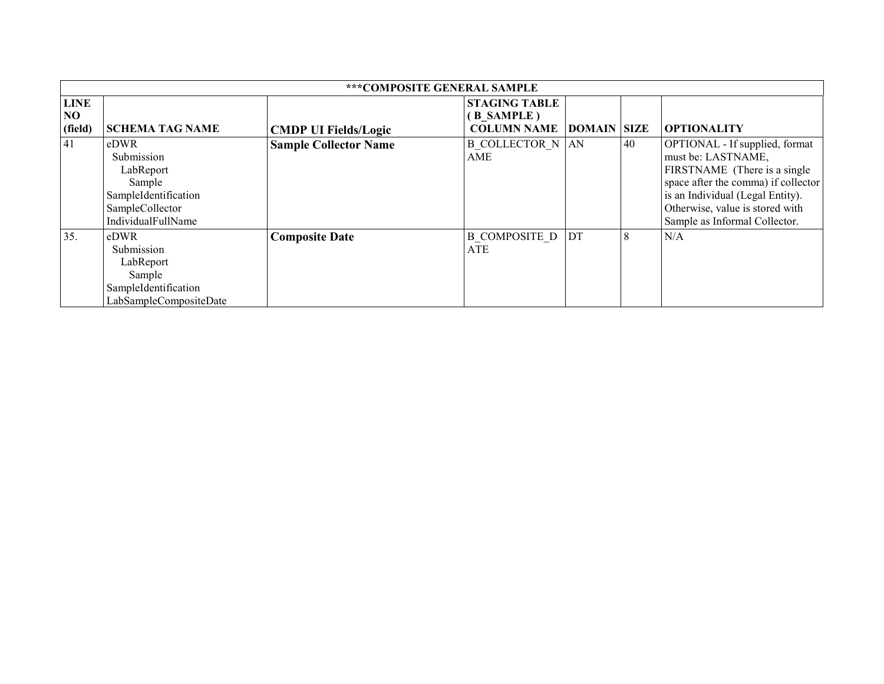| ***COMPOSITE GENERAL SAMPLE | | | | | | |
|---|---|---|---|---|---|---|
| **LINE NO (field)** | **SCHEMA TAG NAME** | **CMDP UI Fields/Logic** | **STAGING TABLE ( B_SAMPLE ) COLUMN NAME** | **DOMAIN** | **SIZE** | **OPTIONALITY** |
| 41 | eDWR Submission LabReport Sample SampleIdentification SampleCollector IndividualFullName | **Sample Collector Name** | B_COLLECTOR_NAME | AN | 40 | OPTIONAL - If supplied, format must be: LASTNAME, FIRSTNAME (There is a single space after the comma) if collector is an Individual (Legal Entity). Otherwise, value is stored with Sample as Informal Collector. |
| 35. | eDWR Submission LabReport Sample SampleIdentification LabSampleCompositeDate | **Composite Date** | B_COMPOSITE_DATE | DT | 8 | N/A |